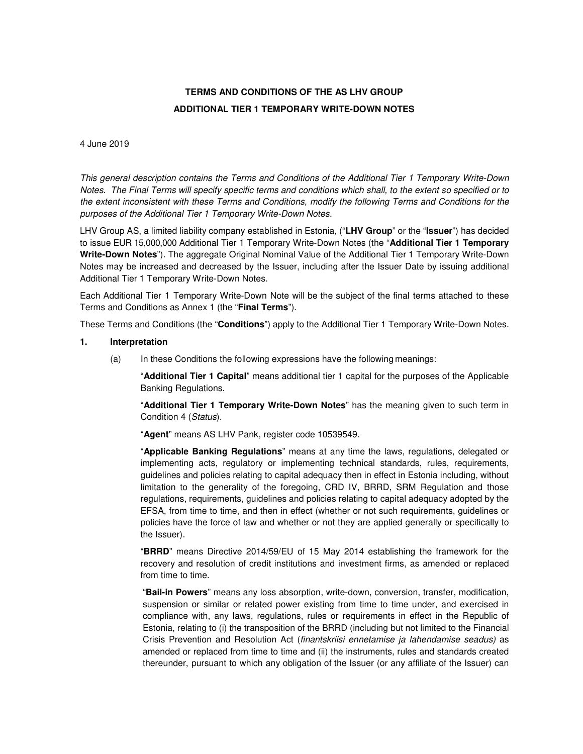# TERMS AND CONDITIONS OF THE AS LHV GROUP
## ADDITIONAL TIER 1 TEMPORARY WRITE-DOWN NOTES

4 June 2019

*This general description contains the Terms and Conditions of the Additional Tier 1 Temporary Write-Down Notes. The Final Terms will specify specific terms and conditions which shall, to the extent so specified or to the extent inconsistent with these Terms and Conditions, modify the following Terms and Conditions for the purposes of the Additional Tier 1 Temporary Write-Down Notes.*

LHV Group AS, a limited liability company established in Estonia, ("**LHV Group**" or the "**Issuer**") has decided to issue EUR 15,000,000 Additional Tier 1 Temporary Write-Down Notes (the "**Additional Tier 1 Temporary Write-Down Notes**"). The aggregate Original Nominal Value of the Additional Tier 1 Temporary Write-Down Notes may be increased and decreased by the Issuer, including after the Issuer Date by issuing additional Additional Tier 1 Temporary Write-Down Notes.

Each Additional Tier 1 Temporary Write-Down Note will be the subject of the final terms attached to these Terms and Conditions as Annex 1 (the "**Final Terms**").

These Terms and Conditions (the "**Conditions**") apply to the Additional Tier 1 Temporary Write-Down Notes.

### 1. Interpretation

(a) In these Conditions the following expressions have the following meanings:

"**Additional Tier 1 Capital**" means additional tier 1 capital for the purposes of the Applicable Banking Regulations.

"**Additional Tier 1 Temporary Write-Down Notes**" has the meaning given to such term in Condition 4 (*Status*).

"**Agent**" means AS LHV Pank, register code 10539549.

"**Applicable Banking Regulations**" means at any time the laws, regulations, delegated or implementing acts, regulatory or implementing technical standards, rules, requirements, guidelines and policies relating to capital adequacy then in effect in Estonia including, without limitation to the generality of the foregoing, CRD IV, BRRD, SRM Regulation and those regulations, requirements, guidelines and policies relating to capital adequacy adopted by the EFSA, from time to time, and then in effect (whether or not such requirements, guidelines or policies have the force of law and whether or not they are applied generally or specifically to the Issuer).

"**BRRD**" means Directive 2014/59/EU of 15 May 2014 establishing the framework for the recovery and resolution of credit institutions and investment firms, as amended or replaced from time to time.

"**Bail-in Powers**" means any loss absorption, write-down, conversion, transfer, modification, suspension or similar or related power existing from time to time under, and exercised in compliance with, any laws, regulations, rules or requirements in effect in the Republic of Estonia, relating to (i) the transposition of the BRRD (including but not limited to the Financial Crisis Prevention and Resolution Act (*finantskriisi ennetamise ja lahendamise seadus)* as amended or replaced from time to time and (ii) the instruments, rules and standards created thereunder, pursuant to which any obligation of the Issuer (or any affiliate of the Issuer) can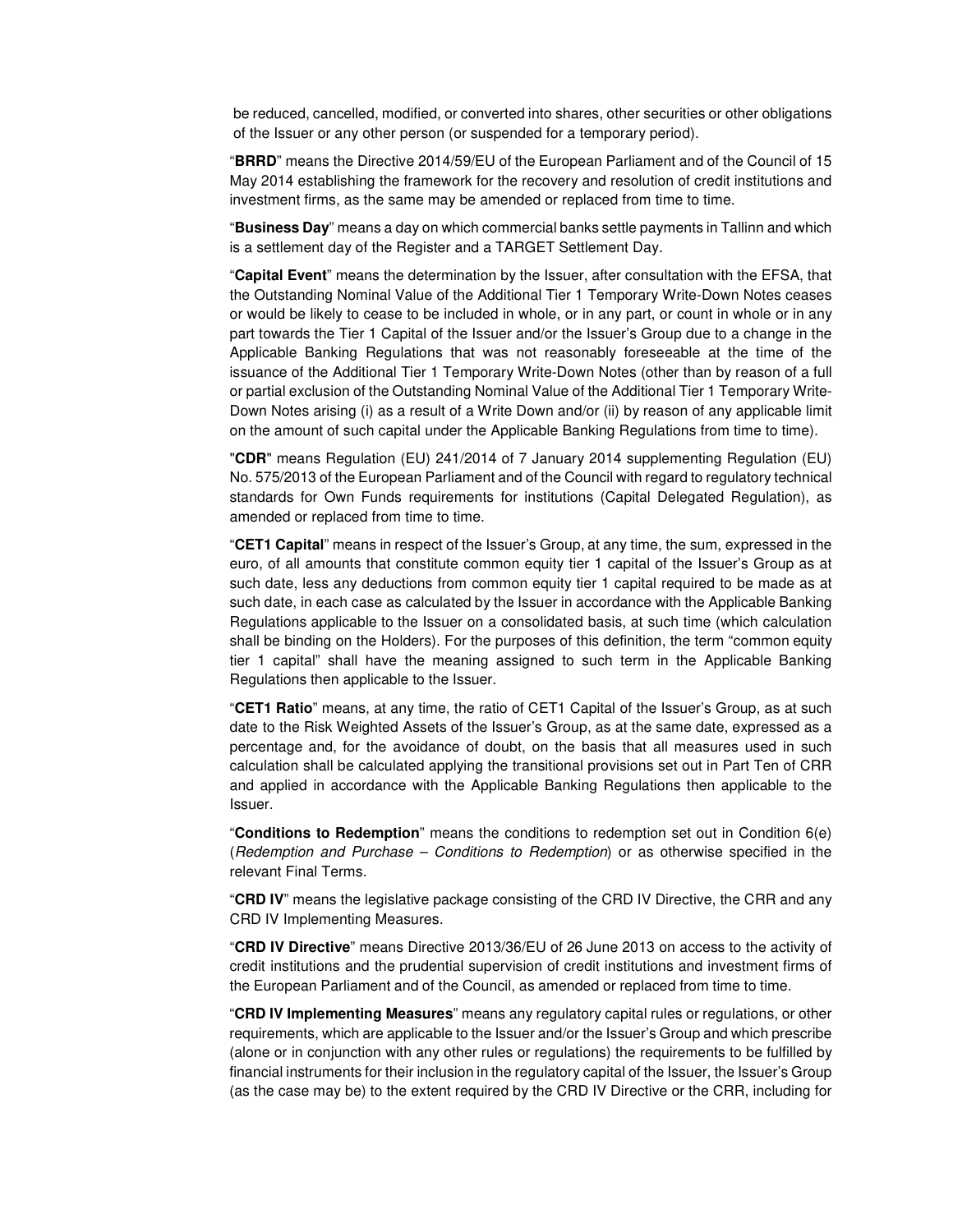be reduced, cancelled, modified, or converted into shares, other securities or other obligations of the Issuer or any other person (or suspended for a temporary period).

"**BRRD**" means the Directive 2014/59/EU of the European Parliament and of the Council of 15 May 2014 establishing the framework for the recovery and resolution of credit institutions and investment firms, as the same may be amended or replaced from time to time.

"**Business Day**" means a day on which commercial banks settle payments in Tallinn and which is a settlement day of the Register and a TARGET Settlement Day.

"**Capital Event**" means the determination by the Issuer, after consultation with the EFSA, that the Outstanding Nominal Value of the Additional Tier 1 Temporary Write-Down Notes ceases or would be likely to cease to be included in whole, or in any part, or count in whole or in any part towards the Tier 1 Capital of the Issuer and/or the Issuer's Group due to a change in the Applicable Banking Regulations that was not reasonably foreseeable at the time of the issuance of the Additional Tier 1 Temporary Write-Down Notes (other than by reason of a full or partial exclusion of the Outstanding Nominal Value of the Additional Tier 1 Temporary Write-Down Notes arising (i) as a result of a Write Down and/or (ii) by reason of any applicable limit on the amount of such capital under the Applicable Banking Regulations from time to time).

"**CDR**" means Regulation (EU) 241/2014 of 7 January 2014 supplementing Regulation (EU) No. 575/2013 of the European Parliament and of the Council with regard to regulatory technical standards for Own Funds requirements for institutions (Capital Delegated Regulation), as amended or replaced from time to time.

"**CET1 Capital**" means in respect of the Issuer's Group, at any time, the sum, expressed in the euro, of all amounts that constitute common equity tier 1 capital of the Issuer's Group as at such date, less any deductions from common equity tier 1 capital required to be made as at such date, in each case as calculated by the Issuer in accordance with the Applicable Banking Regulations applicable to the Issuer on a consolidated basis, at such time (which calculation shall be binding on the Holders). For the purposes of this definition, the term "common equity tier 1 capital" shall have the meaning assigned to such term in the Applicable Banking Regulations then applicable to the Issuer.

"**CET1 Ratio**" means, at any time, the ratio of CET1 Capital of the Issuer's Group, as at such date to the Risk Weighted Assets of the Issuer's Group, as at the same date, expressed as a percentage and, for the avoidance of doubt, on the basis that all measures used in such calculation shall be calculated applying the transitional provisions set out in Part Ten of CRR and applied in accordance with the Applicable Banking Regulations then applicable to the Issuer.

"**Conditions to Redemption**" means the conditions to redemption set out in Condition 6(e) (*Redemption and Purchase – Conditions to Redemption*) or as otherwise specified in the relevant Final Terms.

"**CRD IV**" means the legislative package consisting of the CRD IV Directive, the CRR and any CRD IV Implementing Measures.

"**CRD IV Directive**" means Directive 2013/36/EU of 26 June 2013 on access to the activity of credit institutions and the prudential supervision of credit institutions and investment firms of the European Parliament and of the Council, as amended or replaced from time to time.

"**CRD IV Implementing Measures**" means any regulatory capital rules or regulations, or other requirements, which are applicable to the Issuer and/or the Issuer's Group and which prescribe (alone or in conjunction with any other rules or regulations) the requirements to be fulfilled by financial instruments for their inclusion in the regulatory capital of the Issuer, the Issuer's Group (as the case may be) to the extent required by the CRD IV Directive or the CRR, including for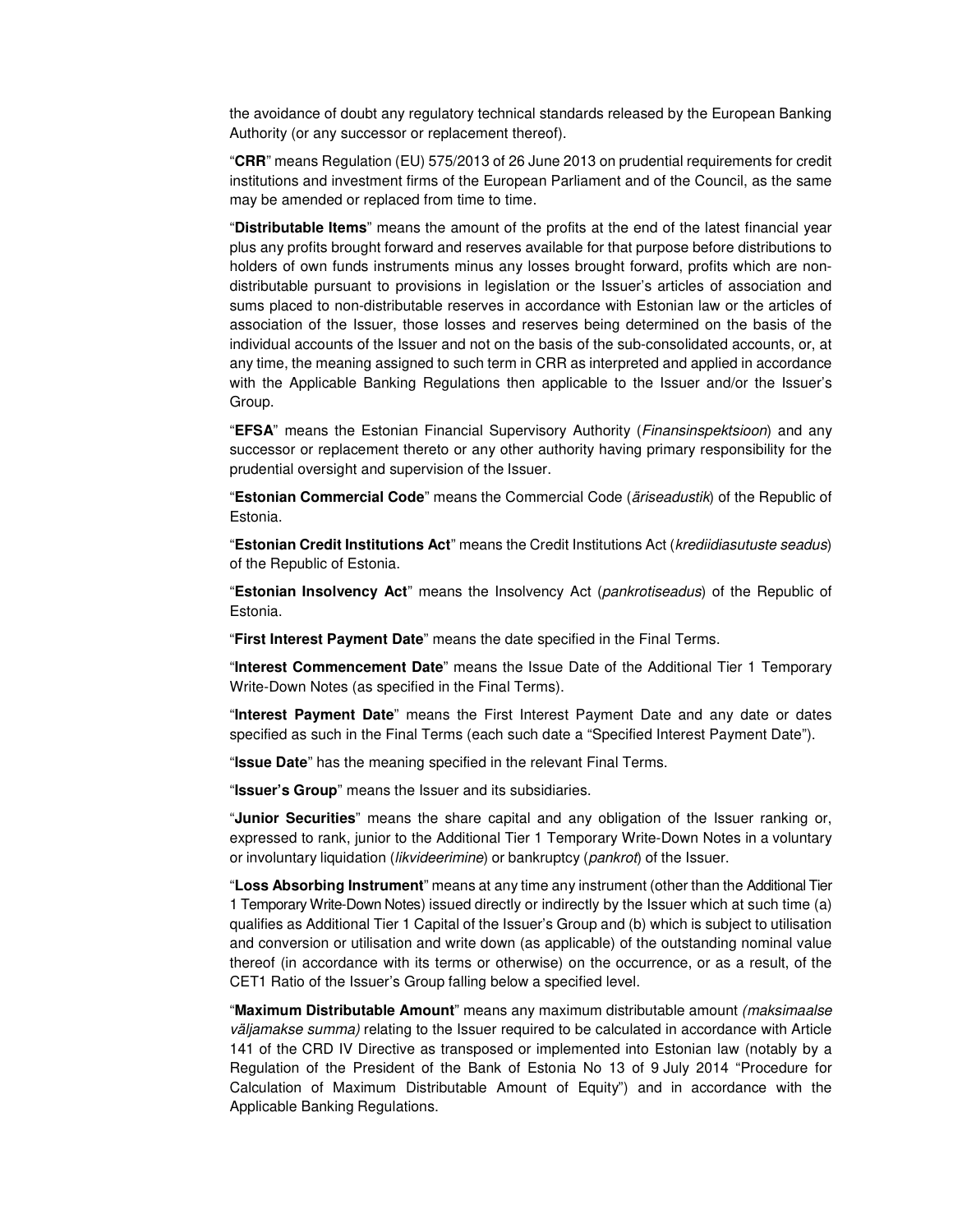the avoidance of doubt any regulatory technical standards released by the European Banking Authority (or any successor or replacement thereof).

"**CRR**" means Regulation (EU) 575/2013 of 26 June 2013 on prudential requirements for credit institutions and investment firms of the European Parliament and of the Council, as the same may be amended or replaced from time to time.

"**Distributable Items**" means the amount of the profits at the end of the latest financial year plus any profits brought forward and reserves available for that purpose before distributions to holders of own funds instruments minus any losses brought forward, profits which are non-distributable pursuant to provisions in legislation or the Issuer's articles of association and sums placed to non-distributable reserves in accordance with Estonian law or the articles of association of the Issuer, those losses and reserves being determined on the basis of the individual accounts of the Issuer and not on the basis of the sub-consolidated accounts, or, at any time, the meaning assigned to such term in CRR as interpreted and applied in accordance with the Applicable Banking Regulations then applicable to the Issuer and/or the Issuer's Group.

"**EFSA**" means the Estonian Financial Supervisory Authority (*Finansinspektsioon*) and any successor or replacement thereto or any other authority having primary responsibility for the prudential oversight and supervision of the Issuer.

"**Estonian Commercial Code**" means the Commercial Code (*äriseadustik*) of the Republic of Estonia.

"**Estonian Credit Institutions Act**" means the Credit Institutions Act (*krediidiasutuste seadus*) of the Republic of Estonia.

"**Estonian Insolvency Act**" means the Insolvency Act (*pankrotiseadus*) of the Republic of Estonia.

"**First Interest Payment Date**" means the date specified in the Final Terms.

"**Interest Commencement Date**" means the Issue Date of the Additional Tier 1 Temporary Write-Down Notes (as specified in the Final Terms).

"**Interest Payment Date**" means the First Interest Payment Date and any date or dates specified as such in the Final Terms (each such date a "Specified Interest Payment Date").

"**Issue Date**" has the meaning specified in the relevant Final Terms.

"**Issuer's Group**" means the Issuer and its subsidiaries.

"**Junior Securities**" means the share capital and any obligation of the Issuer ranking or, expressed to rank, junior to the Additional Tier 1 Temporary Write-Down Notes in a voluntary or involuntary liquidation (*likvideerimine*) or bankruptcy (*pankrot*) of the Issuer.

"**Loss Absorbing Instrument**" means at any time any instrument (other than the Additional Tier 1 Temporary Write-Down Notes) issued directly or indirectly by the Issuer which at such time (a) qualifies as Additional Tier 1 Capital of the Issuer's Group and (b) which is subject to utilisation and conversion or utilisation and write down (as applicable) of the outstanding nominal value thereof (in accordance with its terms or otherwise) on the occurrence, or as a result, of the CET1 Ratio of the Issuer's Group falling below a specified level.

"**Maximum Distributable Amount**" means any maximum distributable amount *(maksimaalse väljamakse summa)* relating to the Issuer required to be calculated in accordance with Article 141 of the CRD IV Directive as transposed or implemented into Estonian law (notably by a Regulation of the President of the Bank of Estonia No 13 of 9 July 2014 "Procedure for Calculation of Maximum Distributable Amount of Equity") and in accordance with the Applicable Banking Regulations.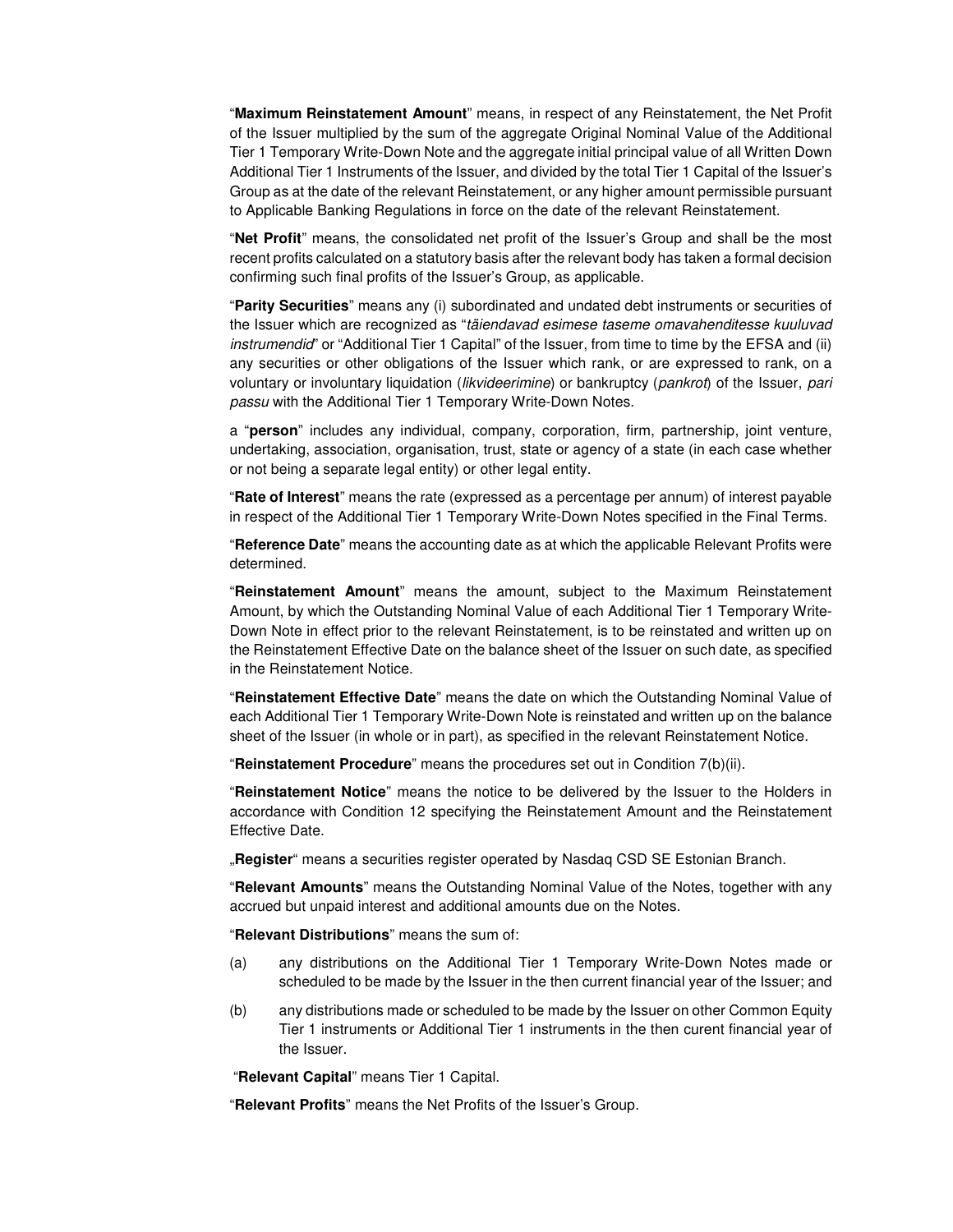"**Maximum Reinstatement Amount**" means, in respect of any Reinstatement, the Net Profit of the Issuer multiplied by the sum of the aggregate Original Nominal Value of the Additional Tier 1 Temporary Write-Down Note and the aggregate initial principal value of all Written Down Additional Tier 1 Instruments of the Issuer, and divided by the total Tier 1 Capital of the Issuer's Group as at the date of the relevant Reinstatement, or any higher amount permissible pursuant to Applicable Banking Regulations in force on the date of the relevant Reinstatement.

"**Net Profit**" means, the consolidated net profit of the Issuer's Group and shall be the most recent profits calculated on a statutory basis after the relevant body has taken a formal decision confirming such final profits of the Issuer's Group, as applicable.

"**Parity Securities**" means any (i) subordinated and undated debt instruments or securities of the Issuer which are recognized as "*täiendavad esimese taseme omavahenditesse kuuluvad instrumendid*" or "Additional Tier 1 Capital" of the Issuer, from time to time by the EFSA and (ii) any securities or other obligations of the Issuer which rank, or are expressed to rank, on a voluntary or involuntary liquidation (*likvideerimine*) or bankruptcy (*pankrot*) of the Issuer, *pari passu* with the Additional Tier 1 Temporary Write-Down Notes.

a "**person**" includes any individual, company, corporation, firm, partnership, joint venture, undertaking, association, organisation, trust, state or agency of a state (in each case whether or not being a separate legal entity) or other legal entity.

"**Rate of Interest**" means the rate (expressed as a percentage per annum) of interest payable in respect of the Additional Tier 1 Temporary Write-Down Notes specified in the Final Terms.

"**Reference Date**" means the accounting date as at which the applicable Relevant Profits were determined.

"**Reinstatement Amount**" means the amount, subject to the Maximum Reinstatement Amount, by which the Outstanding Nominal Value of each Additional Tier 1 Temporary Write-Down Note in effect prior to the relevant Reinstatement, is to be reinstated and written up on the Reinstatement Effective Date on the balance sheet of the Issuer on such date, as specified in the Reinstatement Notice.

"**Reinstatement Effective Date**" means the date on which the Outstanding Nominal Value of each Additional Tier 1 Temporary Write-Down Note is reinstated and written up on the balance sheet of the Issuer (in whole or in part), as specified in the relevant Reinstatement Notice.

"**Reinstatement Procedure**" means the procedures set out in Condition 7(b)(ii).

"**Reinstatement Notice**" means the notice to be delivered by the Issuer to the Holders in accordance with Condition 12 specifying the Reinstatement Amount and the Reinstatement Effective Date.

„**Register**" means a securities register operated by Nasdaq CSD SE Estonian Branch.

"**Relevant Amounts**" means the Outstanding Nominal Value of the Notes, together with any accrued but unpaid interest and additional amounts due on the Notes.

"**Relevant Distributions**" means the sum of:

(a) any distributions on the Additional Tier 1 Temporary Write-Down Notes made or scheduled to be made by the Issuer in the then current financial year of the Issuer; and

(b) any distributions made or scheduled to be made by the Issuer on other Common Equity Tier 1 instruments or Additional Tier 1 instruments in the then curent financial year of the Issuer.

"**Relevant Capital**" means Tier 1 Capital.

"**Relevant Profits**" means the Net Profits of the Issuer's Group.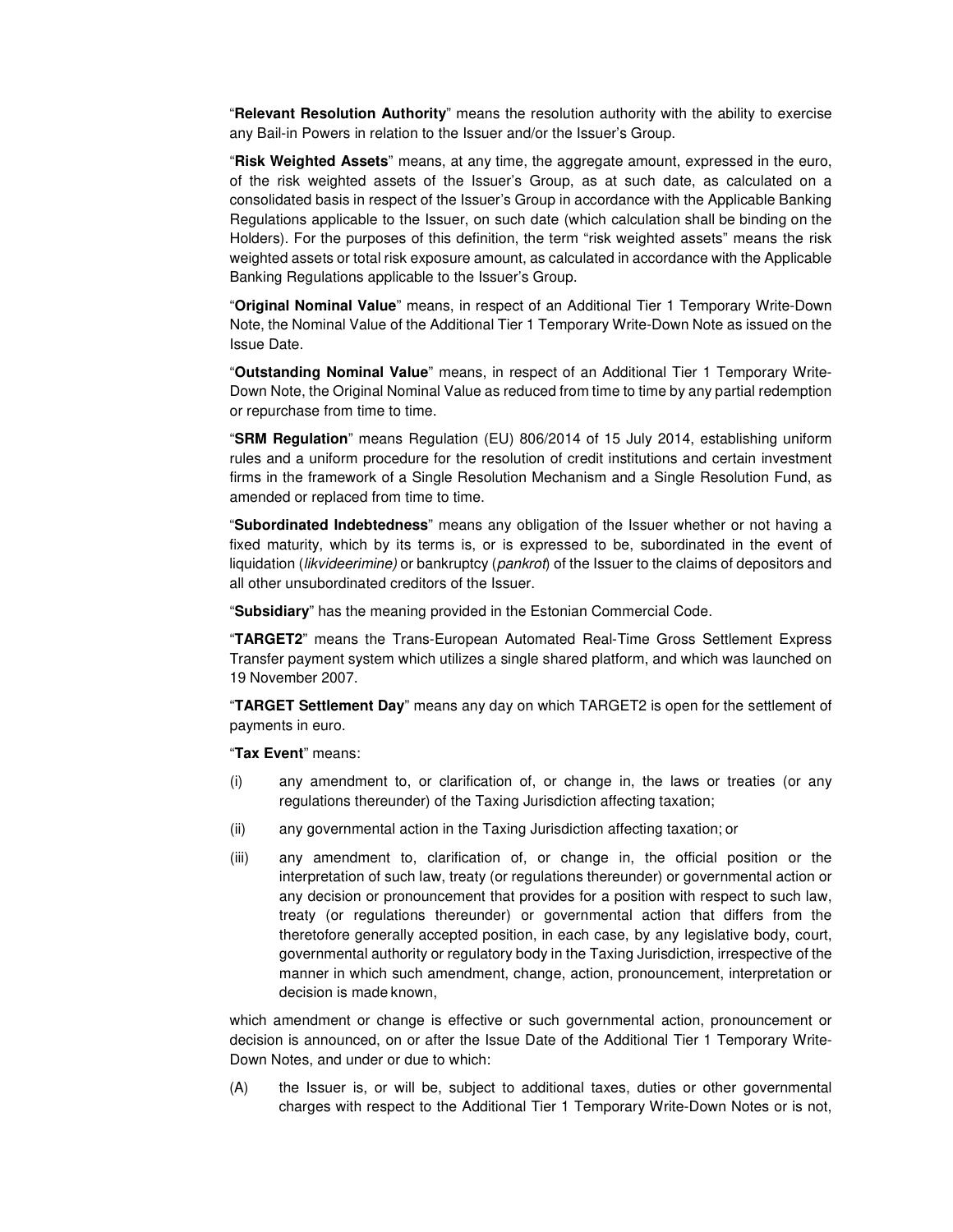"**Relevant Resolution Authority**" means the resolution authority with the ability to exercise any Bail-in Powers in relation to the Issuer and/or the Issuer's Group.

"**Risk Weighted Assets**" means, at any time, the aggregate amount, expressed in the euro, of the risk weighted assets of the Issuer's Group, as at such date, as calculated on a consolidated basis in respect of the Issuer's Group in accordance with the Applicable Banking Regulations applicable to the Issuer, on such date (which calculation shall be binding on the Holders). For the purposes of this definition, the term "risk weighted assets" means the risk weighted assets or total risk exposure amount, as calculated in accordance with the Applicable Banking Regulations applicable to the Issuer's Group.

"**Original Nominal Value**" means, in respect of an Additional Tier 1 Temporary Write-Down Note, the Nominal Value of the Additional Tier 1 Temporary Write-Down Note as issued on the Issue Date.

"**Outstanding Nominal Value**" means, in respect of an Additional Tier 1 Temporary Write-Down Note, the Original Nominal Value as reduced from time to time by any partial redemption or repurchase from time to time.

"**SRM Regulation**" means Regulation (EU) 806/2014 of 15 July 2014, establishing uniform rules and a uniform procedure for the resolution of credit institutions and certain investment firms in the framework of a Single Resolution Mechanism and a Single Resolution Fund, as amended or replaced from time to time.

"**Subordinated Indebtedness**" means any obligation of the Issuer whether or not having a fixed maturity, which by its terms is, or is expressed to be, subordinated in the event of liquidation (*likvideerimine)* or bankruptcy (*pankrot*) of the Issuer to the claims of depositors and all other unsubordinated creditors of the Issuer.

"**Subsidiary**" has the meaning provided in the Estonian Commercial Code.

"**TARGET2**" means the Trans-European Automated Real-Time Gross Settlement Express Transfer payment system which utilizes a single shared platform, and which was launched on 19 November 2007.

"**TARGET Settlement Day**" means any day on which TARGET2 is open for the settlement of payments in euro.

"**Tax Event**" means:

(i) any amendment to, or clarification of, or change in, the laws or treaties (or any regulations thereunder) of the Taxing Jurisdiction affecting taxation;

(ii) any governmental action in the Taxing Jurisdiction affecting taxation; or

(iii) any amendment to, clarification of, or change in, the official position or the interpretation of such law, treaty (or regulations thereunder) or governmental action or any decision or pronouncement that provides for a position with respect to such law, treaty (or regulations thereunder) or governmental action that differs from the theretofore generally accepted position, in each case, by any legislative body, court, governmental authority or regulatory body in the Taxing Jurisdiction, irrespective of the manner in which such amendment, change, action, pronouncement, interpretation or decision is made known,

which amendment or change is effective or such governmental action, pronouncement or decision is announced, on or after the Issue Date of the Additional Tier 1 Temporary Write-Down Notes, and under or due to which:

(A) the Issuer is, or will be, subject to additional taxes, duties or other governmental charges with respect to the Additional Tier 1 Temporary Write-Down Notes or is not,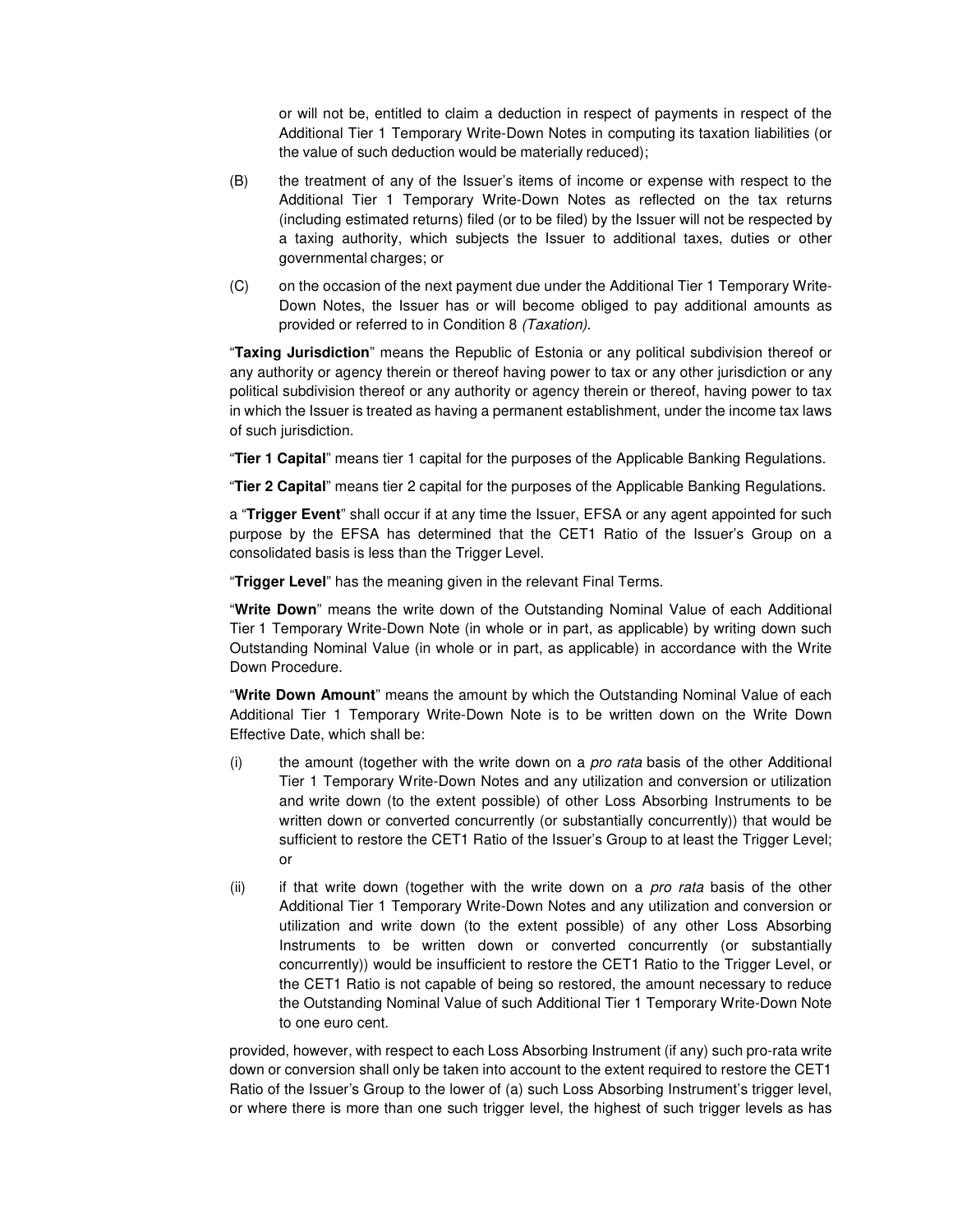or will not be, entitled to claim a deduction in respect of payments in respect of the Additional Tier 1 Temporary Write-Down Notes in computing its taxation liabilities (or the value of such deduction would be materially reduced);

(B) the treatment of any of the Issuer's items of income or expense with respect to the Additional Tier 1 Temporary Write-Down Notes as reflected on the tax returns (including estimated returns) filed (or to be filed) by the Issuer will not be respected by a taxing authority, which subjects the Issuer to additional taxes, duties or other governmental charges; or

(C) on the occasion of the next payment due under the Additional Tier 1 Temporary Write-Down Notes, the Issuer has or will become obliged to pay additional amounts as provided or referred to in Condition 8 *(Taxation)*.

"**Taxing Jurisdiction**" means the Republic of Estonia or any political subdivision thereof or any authority or agency therein or thereof having power to tax or any other jurisdiction or any political subdivision thereof or any authority or agency therein or thereof, having power to tax in which the Issuer is treated as having a permanent establishment, under the income tax laws of such jurisdiction.

"**Tier 1 Capital**" means tier 1 capital for the purposes of the Applicable Banking Regulations.

"**Tier 2 Capital**" means tier 2 capital for the purposes of the Applicable Banking Regulations.

a "**Trigger Event**" shall occur if at any time the Issuer, EFSA or any agent appointed for such purpose by the EFSA has determined that the CET1 Ratio of the Issuer's Group on a consolidated basis is less than the Trigger Level.

"**Trigger Level**" has the meaning given in the relevant Final Terms.

"**Write Down**" means the write down of the Outstanding Nominal Value of each Additional Tier 1 Temporary Write-Down Note (in whole or in part, as applicable) by writing down such Outstanding Nominal Value (in whole or in part, as applicable) in accordance with the Write Down Procedure.

"**Write Down Amount**" means the amount by which the Outstanding Nominal Value of each Additional Tier 1 Temporary Write-Down Note is to be written down on the Write Down Effective Date, which shall be:

(i) the amount (together with the write down on a *pro rata* basis of the other Additional Tier 1 Temporary Write-Down Notes and any utilization and conversion or utilization and write down (to the extent possible) of other Loss Absorbing Instruments to be written down or converted concurrently (or substantially concurrently)) that would be sufficient to restore the CET1 Ratio of the Issuer's Group to at least the Trigger Level; or

(ii) if that write down (together with the write down on a *pro rata* basis of the other Additional Tier 1 Temporary Write-Down Notes and any utilization and conversion or utilization and write down (to the extent possible) of any other Loss Absorbing Instruments to be written down or converted concurrently (or substantially concurrently)) would be insufficient to restore the CET1 Ratio to the Trigger Level, or the CET1 Ratio is not capable of being so restored, the amount necessary to reduce the Outstanding Nominal Value of such Additional Tier 1 Temporary Write-Down Note to one euro cent.

provided, however, with respect to each Loss Absorbing Instrument (if any) such pro-rata write down or conversion shall only be taken into account to the extent required to restore the CET1 Ratio of the Issuer's Group to the lower of (a) such Loss Absorbing Instrument's trigger level, or where there is more than one such trigger level, the highest of such trigger levels as has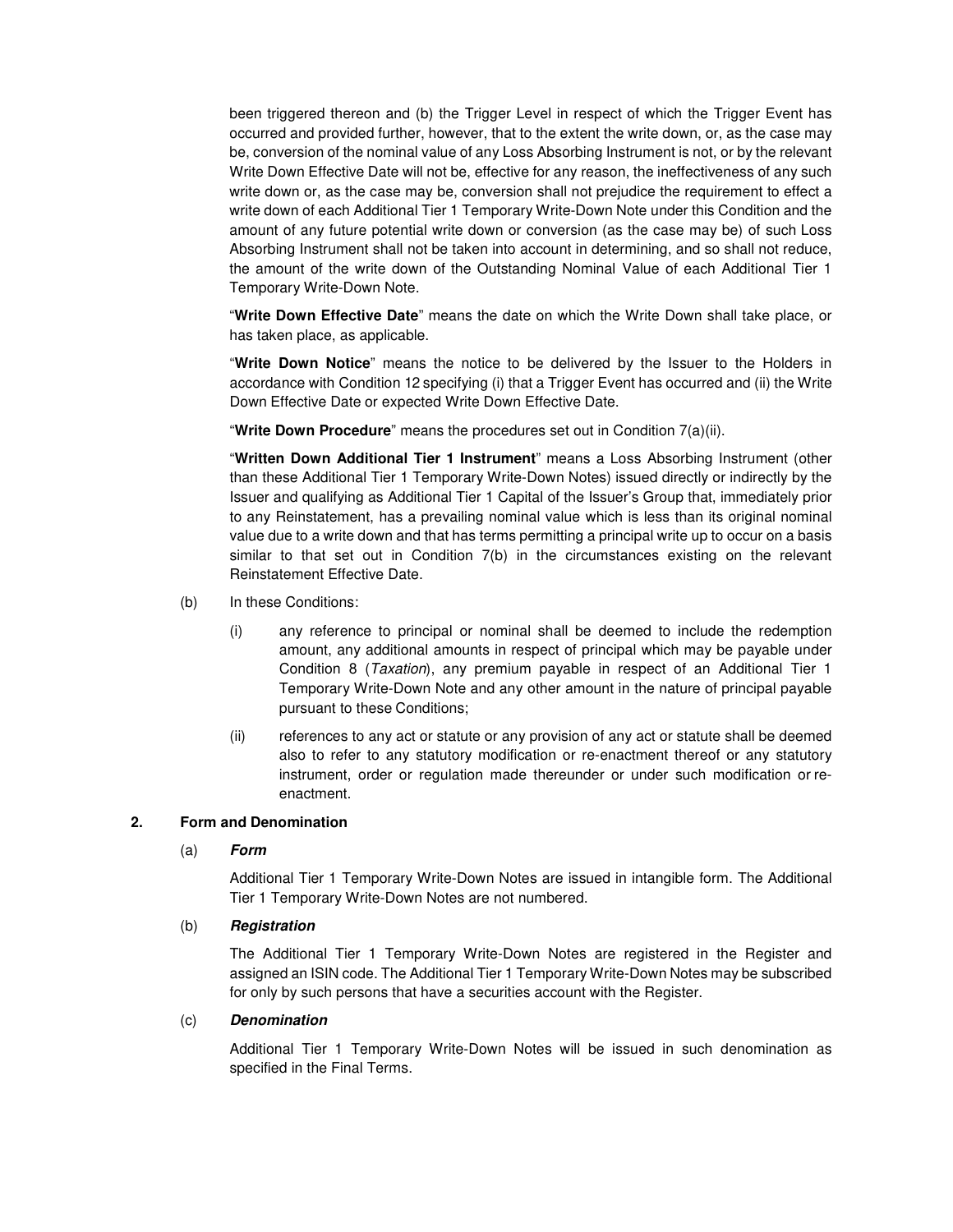been triggered thereon and (b) the Trigger Level in respect of which the Trigger Event has occurred and provided further, however, that to the extent the write down, or, as the case may be, conversion of the nominal value of any Loss Absorbing Instrument is not, or by the relevant Write Down Effective Date will not be, effective for any reason, the ineffectiveness of any such write down or, as the case may be, conversion shall not prejudice the requirement to effect a write down of each Additional Tier 1 Temporary Write-Down Note under this Condition and the amount of any future potential write down or conversion (as the case may be) of such Loss Absorbing Instrument shall not be taken into account in determining, and so shall not reduce, the amount of the write down of the Outstanding Nominal Value of each Additional Tier 1 Temporary Write-Down Note.

"**Write Down Effective Date**" means the date on which the Write Down shall take place, or has taken place, as applicable.

"**Write Down Notice**" means the notice to be delivered by the Issuer to the Holders in accordance with Condition 12 specifying (i) that a Trigger Event has occurred and (ii) the Write Down Effective Date or expected Write Down Effective Date.

"**Write Down Procedure**" means the procedures set out in Condition 7(a)(ii).

"**Written Down Additional Tier 1 Instrument**" means a Loss Absorbing Instrument (other than these Additional Tier 1 Temporary Write-Down Notes) issued directly or indirectly by the Issuer and qualifying as Additional Tier 1 Capital of the Issuer's Group that, immediately prior to any Reinstatement, has a prevailing nominal value which is less than its original nominal value due to a write down and that has terms permitting a principal write up to occur on a basis similar to that set out in Condition 7(b) in the circumstances existing on the relevant Reinstatement Effective Date.

(b) In these Conditions:

(i) any reference to principal or nominal shall be deemed to include the redemption amount, any additional amounts in respect of principal which may be payable under Condition 8 (*Taxation*), any premium payable in respect of an Additional Tier 1 Temporary Write-Down Note and any other amount in the nature of principal payable pursuant to these Conditions;

(ii) references to any act or statute or any provision of any act or statute shall be deemed also to refer to any statutory modification or re-enactment thereof or any statutory instrument, order or regulation made thereunder or under such modification or re-enactment.

## 2. Form and Denomination

(a) ***Form***

Additional Tier 1 Temporary Write-Down Notes are issued in intangible form. The Additional Tier 1 Temporary Write-Down Notes are not numbered.

(b) ***Registration***

The Additional Tier 1 Temporary Write-Down Notes are registered in the Register and assigned an ISIN code. The Additional Tier 1 Temporary Write-Down Notes may be subscribed for only by such persons that have a securities account with the Register.

(c) ***Denomination***

Additional Tier 1 Temporary Write-Down Notes will be issued in such denomination as specified in the Final Terms.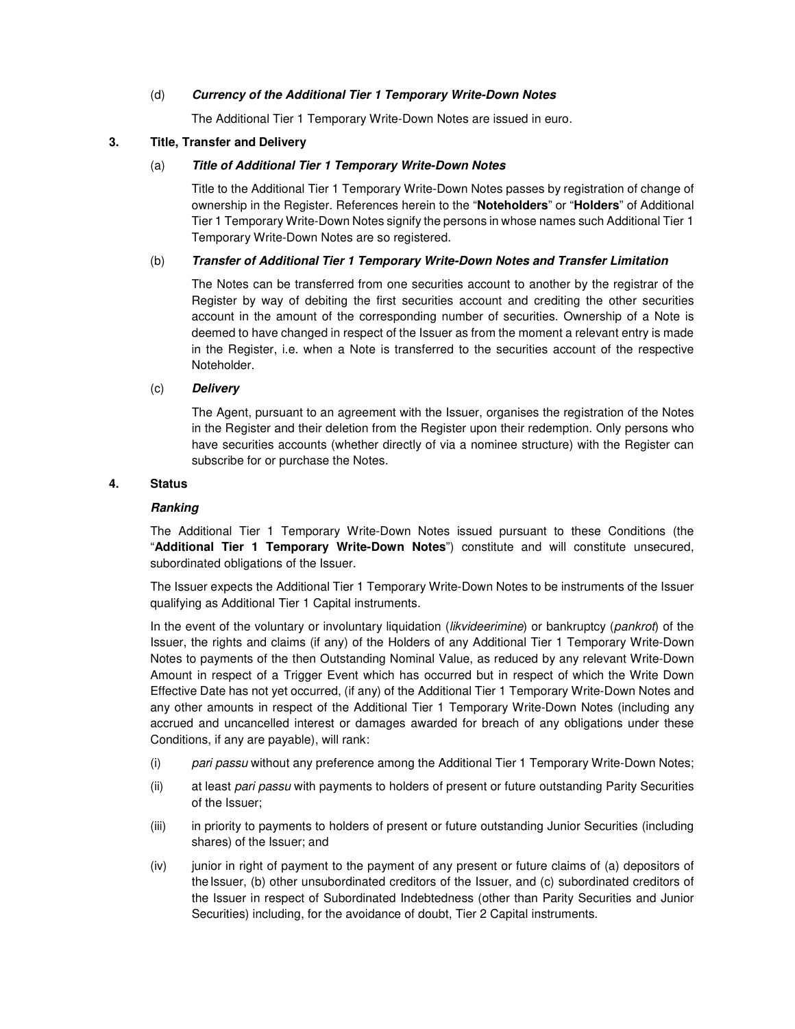(d) ***Currency of the Additional Tier 1 Temporary Write-Down Notes***

The Additional Tier 1 Temporary Write-Down Notes are issued in euro.

## 3. Title, Transfer and Delivery

(a) ***Title of Additional Tier 1 Temporary Write-Down Notes***

Title to the Additional Tier 1 Temporary Write-Down Notes passes by registration of change of ownership in the Register. References herein to the "**Noteholders**" or "**Holders**" of Additional Tier 1 Temporary Write-Down Notes signify the persons in whose names such Additional Tier 1 Temporary Write-Down Notes are so registered.

(b) ***Transfer of Additional Tier 1 Temporary Write-Down Notes and Transfer Limitation***

The Notes can be transferred from one securities account to another by the registrar of the Register by way of debiting the first securities account and crediting the other securities account in the amount of the corresponding number of securities. Ownership of a Note is deemed to have changed in respect of the Issuer as from the moment a relevant entry is made in the Register, i.e. when a Note is transferred to the securities account of the respective Noteholder.

(c) ***Delivery***

The Agent, pursuant to an agreement with the Issuer, organises the registration of the Notes in the Register and their deletion from the Register upon their redemption. Only persons who have securities accounts (whether directly of via a nominee structure) with the Register can subscribe for or purchase the Notes.

## 4. Status

***Ranking***

The Additional Tier 1 Temporary Write-Down Notes issued pursuant to these Conditions (the "**Additional Tier 1 Temporary Write-Down Notes**") constitute and will constitute unsecured, subordinated obligations of the Issuer.

The Issuer expects the Additional Tier 1 Temporary Write-Down Notes to be instruments of the Issuer qualifying as Additional Tier 1 Capital instruments.

In the event of the voluntary or involuntary liquidation (*likvideerimine*) or bankruptcy (*pankrot*) of the Issuer, the rights and claims (if any) of the Holders of any Additional Tier 1 Temporary Write-Down Notes to payments of the then Outstanding Nominal Value, as reduced by any relevant Write-Down Amount in respect of a Trigger Event which has occurred but in respect of which the Write Down Effective Date has not yet occurred, (if any) of the Additional Tier 1 Temporary Write-Down Notes and any other amounts in respect of the Additional Tier 1 Temporary Write-Down Notes (including any accrued and uncancelled interest or damages awarded for breach of any obligations under these Conditions, if any are payable), will rank:

(i) *pari passu* without any preference among the Additional Tier 1 Temporary Write-Down Notes;

(ii) at least *pari passu* with payments to holders of present or future outstanding Parity Securities of the Issuer;

(iii) in priority to payments to holders of present or future outstanding Junior Securities (including shares) of the Issuer; and

(iv) junior in right of payment to the payment of any present or future claims of (a) depositors of the Issuer, (b) other unsubordinated creditors of the Issuer, and (c) subordinated creditors of the Issuer in respect of Subordinated Indebtedness (other than Parity Securities and Junior Securities) including, for the avoidance of doubt, Tier 2 Capital instruments.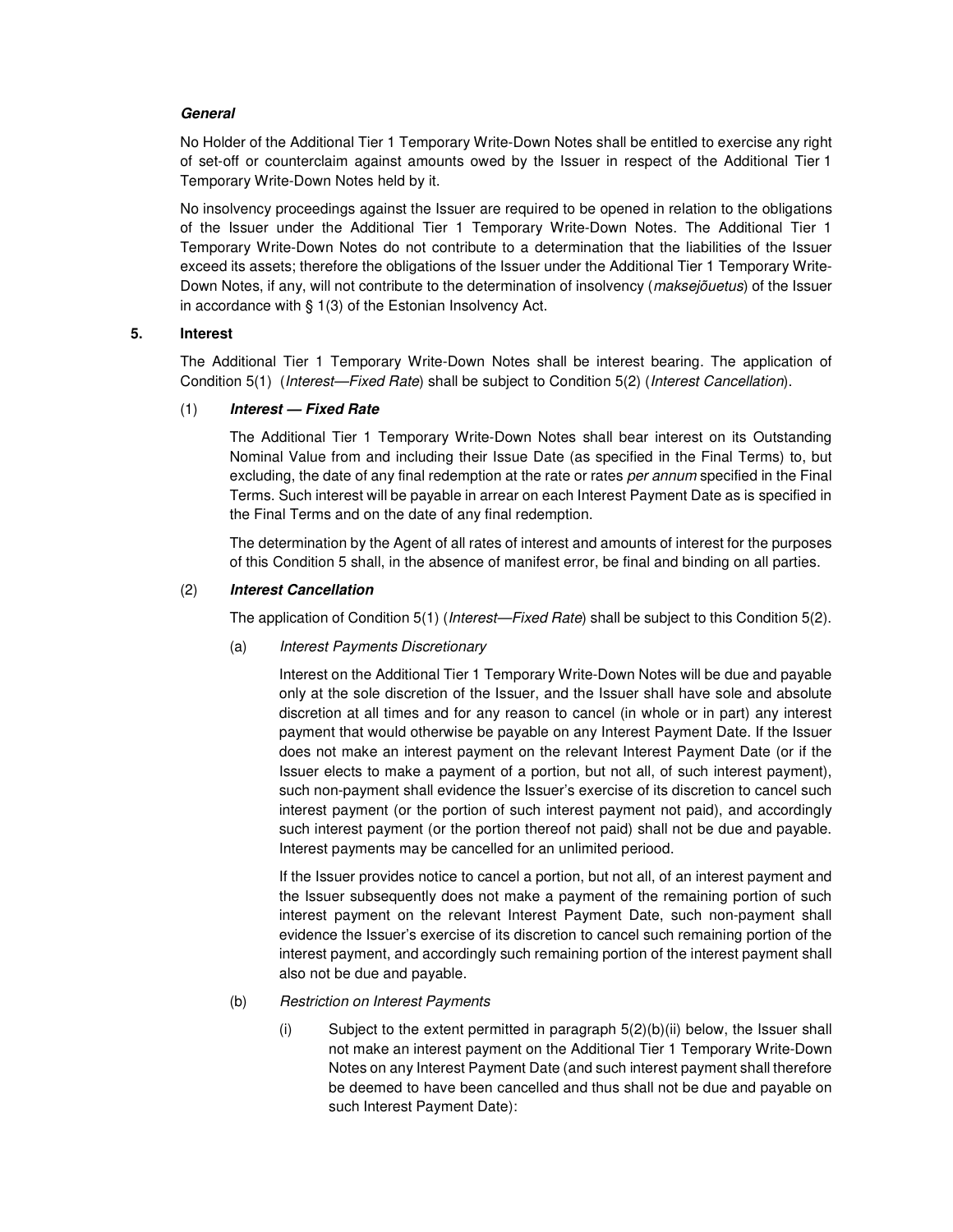***General***

No Holder of the Additional Tier 1 Temporary Write-Down Notes shall be entitled to exercise any right of set-off or counterclaim against amounts owed by the Issuer in respect of the Additional Tier 1 Temporary Write-Down Notes held by it.

No insolvency proceedings against the Issuer are required to be opened in relation to the obligations of the Issuer under the Additional Tier 1 Temporary Write-Down Notes. The Additional Tier 1 Temporary Write-Down Notes do not contribute to a determination that the liabilities of the Issuer exceed its assets; therefore the obligations of the Issuer under the Additional Tier 1 Temporary Write-Down Notes, if any, will not contribute to the determination of insolvency (*maksejõuetus*) of the Issuer in accordance with § 1(3) of the Estonian Insolvency Act.

## 5. Interest

The Additional Tier 1 Temporary Write-Down Notes shall be interest bearing. The application of Condition 5(1) (*Interest—Fixed Rate*) shall be subject to Condition 5(2) (*Interest Cancellation*).

(1) ***Interest — Fixed Rate***

The Additional Tier 1 Temporary Write-Down Notes shall bear interest on its Outstanding Nominal Value from and including their Issue Date (as specified in the Final Terms) to, but excluding, the date of any final redemption at the rate or rates *per annum* specified in the Final Terms. Such interest will be payable in arrear on each Interest Payment Date as is specified in the Final Terms and on the date of any final redemption.

The determination by the Agent of all rates of interest and amounts of interest for the purposes of this Condition 5 shall, in the absence of manifest error, be final and binding on all parties.

(2) ***Interest Cancellation***

The application of Condition 5(1) (*Interest—Fixed Rate*) shall be subject to this Condition 5(2).

(a) *Interest Payments Discretionary*

Interest on the Additional Tier 1 Temporary Write-Down Notes will be due and payable only at the sole discretion of the Issuer, and the Issuer shall have sole and absolute discretion at all times and for any reason to cancel (in whole or in part) any interest payment that would otherwise be payable on any Interest Payment Date. If the Issuer does not make an interest payment on the relevant Interest Payment Date (or if the Issuer elects to make a payment of a portion, but not all, of such interest payment), such non-payment shall evidence the Issuer's exercise of its discretion to cancel such interest payment (or the portion of such interest payment not paid), and accordingly such interest payment (or the portion thereof not paid) shall not be due and payable. Interest payments may be cancelled for an unlimited periood.

If the Issuer provides notice to cancel a portion, but not all, of an interest payment and the Issuer subsequently does not make a payment of the remaining portion of such interest payment on the relevant Interest Payment Date, such non-payment shall evidence the Issuer's exercise of its discretion to cancel such remaining portion of the interest payment, and accordingly such remaining portion of the interest payment shall also not be due and payable.

(b) *Restriction on Interest Payments*

(i) Subject to the extent permitted in paragraph 5(2)(b)(ii) below, the Issuer shall not make an interest payment on the Additional Tier 1 Temporary Write-Down Notes on any Interest Payment Date (and such interest payment shall therefore be deemed to have been cancelled and thus shall not be due and payable on such Interest Payment Date):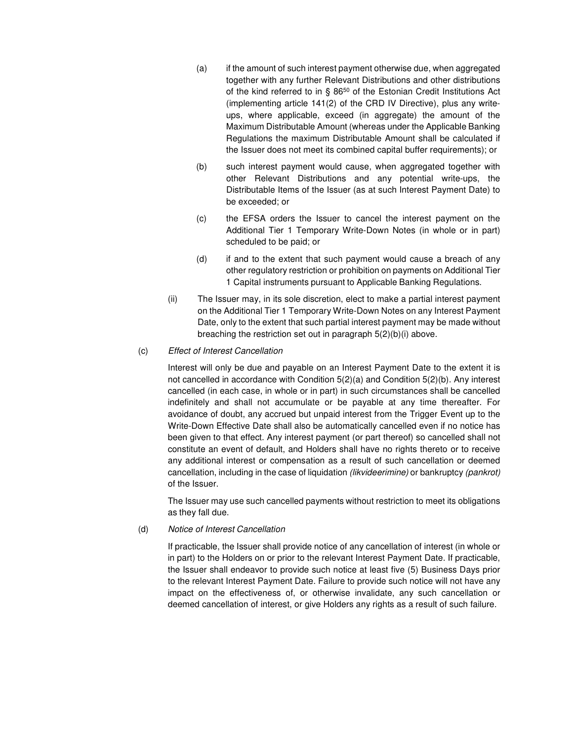(a) if the amount of such interest payment otherwise due, when aggregated together with any further Relevant Distributions and other distributions of the kind referred to in § 86[50] of the Estonian Credit Institutions Act (implementing article 141(2) of the CRD IV Directive), plus any write-ups, where applicable, exceed (in aggregate) the amount of the Maximum Distributable Amount (whereas under the Applicable Banking Regulations the maximum Distributable Amount shall be calculated if the Issuer does not meet its combined capital buffer requirements); or

(b) such interest payment would cause, when aggregated together with other Relevant Distributions and any potential write-ups, the Distributable Items of the Issuer (as at such Interest Payment Date) to be exceeded; or

(c) the EFSA orders the Issuer to cancel the interest payment on the Additional Tier 1 Temporary Write-Down Notes (in whole or in part) scheduled to be paid; or

(d) if and to the extent that such payment would cause a breach of any other regulatory restriction or prohibition on payments on Additional Tier 1 Capital instruments pursuant to Applicable Banking Regulations.

(ii) The Issuer may, in its sole discretion, elect to make a partial interest payment on the Additional Tier 1 Temporary Write-Down Notes on any Interest Payment Date, only to the extent that such partial interest payment may be made without breaching the restriction set out in paragraph 5(2)(b)(i) above.

(c) *Effect of Interest Cancellation*

Interest will only be due and payable on an Interest Payment Date to the extent it is not cancelled in accordance with Condition 5(2)(a) and Condition 5(2)(b). Any interest cancelled (in each case, in whole or in part) in such circumstances shall be cancelled indefinitely and shall not accumulate or be payable at any time thereafter. For avoidance of doubt, any accrued but unpaid interest from the Trigger Event up to the Write-Down Effective Date shall also be automatically cancelled even if no notice has been given to that effect. Any interest payment (or part thereof) so cancelled shall not constitute an event of default, and Holders shall have no rights thereto or to receive any additional interest or compensation as a result of such cancellation or deemed cancellation, including in the case of liquidation *(likvideerimine)* or bankruptcy *(pankrot)* of the Issuer.

The Issuer may use such cancelled payments without restriction to meet its obligations as they fall due.

(d) *Notice of Interest Cancellation*

If practicable, the Issuer shall provide notice of any cancellation of interest (in whole or in part) to the Holders on or prior to the relevant Interest Payment Date. If practicable, the Issuer shall endeavor to provide such notice at least five (5) Business Days prior to the relevant Interest Payment Date. Failure to provide such notice will not have any impact on the effectiveness of, or otherwise invalidate, any such cancellation or deemed cancellation of interest, or give Holders any rights as a result of such failure.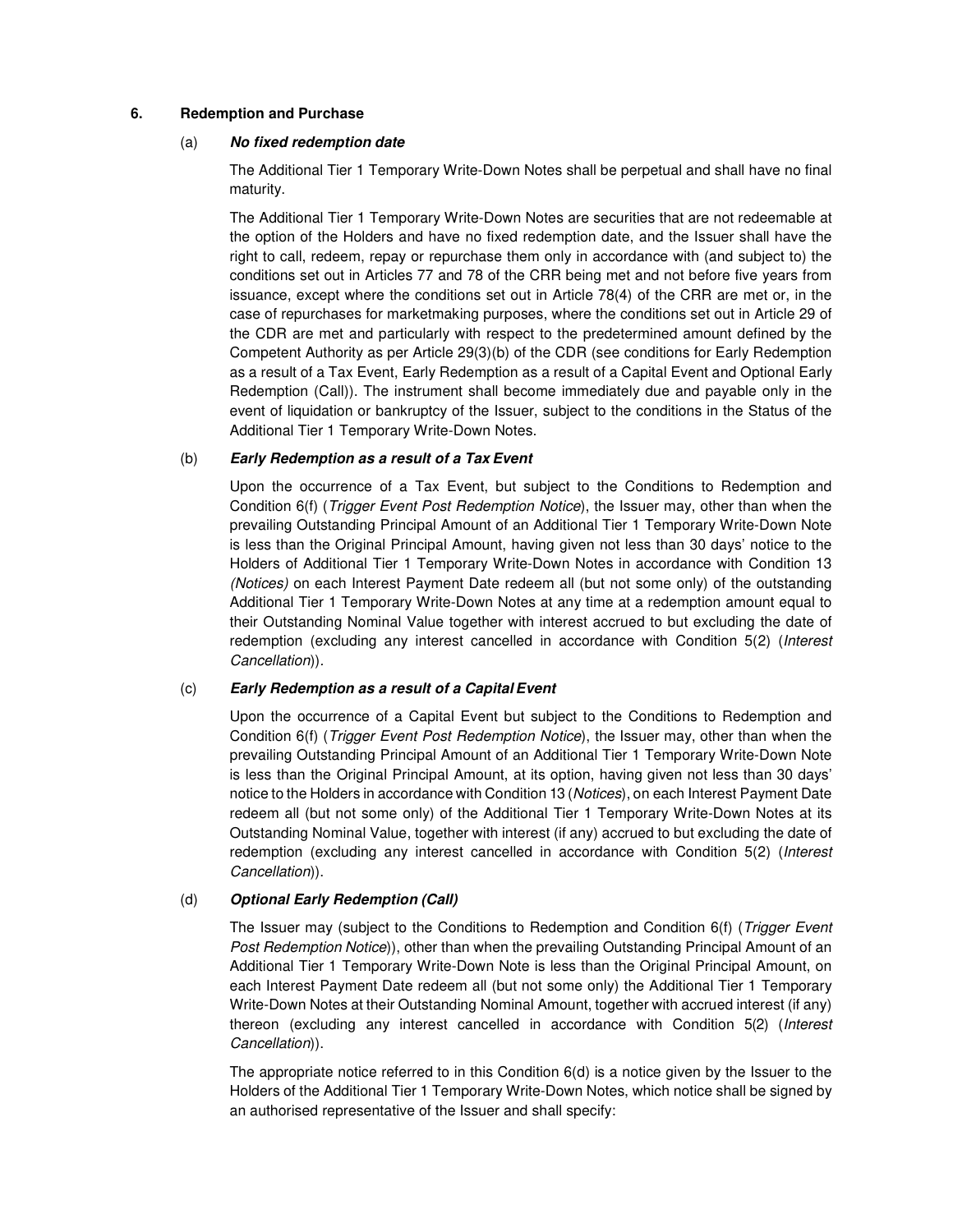## 6. Redemption and Purchase

### (a) *No fixed redemption date*

The Additional Tier 1 Temporary Write-Down Notes shall be perpetual and shall have no final maturity.

The Additional Tier 1 Temporary Write-Down Notes are securities that are not redeemable at the option of the Holders and have no fixed redemption date, and the Issuer shall have the right to call, redeem, repay or repurchase them only in accordance with (and subject to) the conditions set out in Articles 77 and 78 of the CRR being met and not before five years from issuance, except where the conditions set out in Article 78(4) of the CRR are met or, in the case of repurchases for marketmaking purposes, where the conditions set out in Article 29 of the CDR are met and particularly with respect to the predetermined amount defined by the Competent Authority as per Article 29(3)(b) of the CDR (see conditions for Early Redemption as a result of a Tax Event, Early Redemption as a result of a Capital Event and Optional Early Redemption (Call)). The instrument shall become immediately due and payable only in the event of liquidation or bankruptcy of the Issuer, subject to the conditions in the Status of the Additional Tier 1 Temporary Write-Down Notes.

### (b) *Early Redemption as a result of a Tax Event*

Upon the occurrence of a Tax Event, but subject to the Conditions to Redemption and Condition 6(f) (*Trigger Event Post Redemption Notice*), the Issuer may, other than when the prevailing Outstanding Principal Amount of an Additional Tier 1 Temporary Write-Down Note is less than the Original Principal Amount, having given not less than 30 days' notice to the Holders of Additional Tier 1 Temporary Write-Down Notes in accordance with Condition 13 *(Notices)* on each Interest Payment Date redeem all (but not some only) of the outstanding Additional Tier 1 Temporary Write-Down Notes at any time at a redemption amount equal to their Outstanding Nominal Value together with interest accrued to but excluding the date of redemption (excluding any interest cancelled in accordance with Condition 5(2) (*Interest Cancellation*)).

### (c) *Early Redemption as a result of a Capital Event*

Upon the occurrence of a Capital Event but subject to the Conditions to Redemption and Condition 6(f) (*Trigger Event Post Redemption Notice*), the Issuer may, other than when the prevailing Outstanding Principal Amount of an Additional Tier 1 Temporary Write-Down Note is less than the Original Principal Amount, at its option, having given not less than 30 days' notice to the Holders in accordance with Condition 13 (*Notices*), on each Interest Payment Date redeem all (but not some only) of the Additional Tier 1 Temporary Write-Down Notes at its Outstanding Nominal Value, together with interest (if any) accrued to but excluding the date of redemption (excluding any interest cancelled in accordance with Condition 5(2) (*Interest Cancellation*)).

### (d) *Optional Early Redemption (Call)*

The Issuer may (subject to the Conditions to Redemption and Condition 6(f) (*Trigger Event Post Redemption Notice*)), other than when the prevailing Outstanding Principal Amount of an Additional Tier 1 Temporary Write-Down Note is less than the Original Principal Amount, on each Interest Payment Date redeem all (but not some only) the Additional Tier 1 Temporary Write-Down Notes at their Outstanding Nominal Amount, together with accrued interest (if any) thereon (excluding any interest cancelled in accordance with Condition 5(2) (*Interest Cancellation*)).

The appropriate notice referred to in this Condition 6(d) is a notice given by the Issuer to the Holders of the Additional Tier 1 Temporary Write-Down Notes, which notice shall be signed by an authorised representative of the Issuer and shall specify: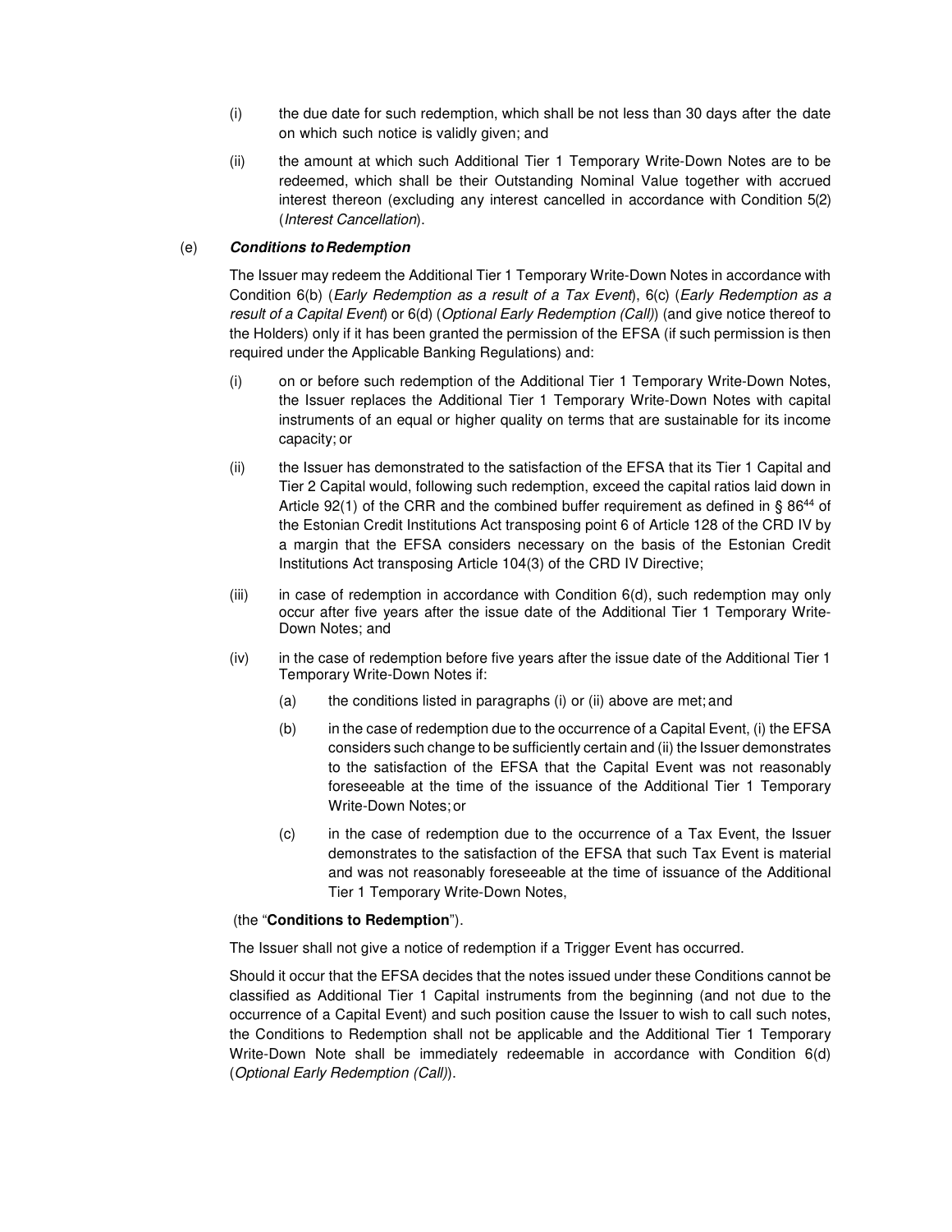(i) the due date for such redemption, which shall be not less than 30 days after the date on which such notice is validly given; and

(ii) the amount at which such Additional Tier 1 Temporary Write-Down Notes are to be redeemed, which shall be their Outstanding Nominal Value together with accrued interest thereon (excluding any interest cancelled in accordance with Condition 5(2) (*Interest Cancellation*).

(e) ***Conditions to Redemption***

The Issuer may redeem the Additional Tier 1 Temporary Write-Down Notes in accordance with Condition 6(b) (*Early Redemption as a result of a Tax Event*), 6(c) (*Early Redemption as a result of a Capital Event*) or 6(d) (*Optional Early Redemption (Call)*) (and give notice thereof to the Holders) only if it has been granted the permission of the EFSA (if such permission is then required under the Applicable Banking Regulations) and:

(i) on or before such redemption of the Additional Tier 1 Temporary Write-Down Notes, the Issuer replaces the Additional Tier 1 Temporary Write-Down Notes with capital instruments of an equal or higher quality on terms that are sustainable for its income capacity; or

(ii) the Issuer has demonstrated to the satisfaction of the EFSA that its Tier 1 Capital and Tier 2 Capital would, following such redemption, exceed the capital ratios laid down in Article 92(1) of the CRR and the combined buffer requirement as defined in § 86[44] of the Estonian Credit Institutions Act transposing point 6 of Article 128 of the CRD IV by a margin that the EFSA considers necessary on the basis of the Estonian Credit Institutions Act transposing Article 104(3) of the CRD IV Directive;

(iii) in case of redemption in accordance with Condition 6(d), such redemption may only occur after five years after the issue date of the Additional Tier 1 Temporary Write-Down Notes; and

(iv) in the case of redemption before five years after the issue date of the Additional Tier 1 Temporary Write-Down Notes if:

  (a) the conditions listed in paragraphs (i) or (ii) above are met; and

  (b) in the case of redemption due to the occurrence of a Capital Event, (i) the EFSA considers such change to be sufficiently certain and (ii) the Issuer demonstrates to the satisfaction of the EFSA that the Capital Event was not reasonably foreseeable at the time of the issuance of the Additional Tier 1 Temporary Write-Down Notes; or

  (c) in the case of redemption due to the occurrence of a Tax Event, the Issuer demonstrates to the satisfaction of the EFSA that such Tax Event is material and was not reasonably foreseeable at the time of issuance of the Additional Tier 1 Temporary Write-Down Notes,

(the "**Conditions to Redemption**").

The Issuer shall not give a notice of redemption if a Trigger Event has occurred.

Should it occur that the EFSA decides that the notes issued under these Conditions cannot be classified as Additional Tier 1 Capital instruments from the beginning (and not due to the occurrence of a Capital Event) and such position cause the Issuer to wish to call such notes, the Conditions to Redemption shall not be applicable and the Additional Tier 1 Temporary Write-Down Note shall be immediately redeemable in accordance with Condition 6(d) (*Optional Early Redemption (Call)*).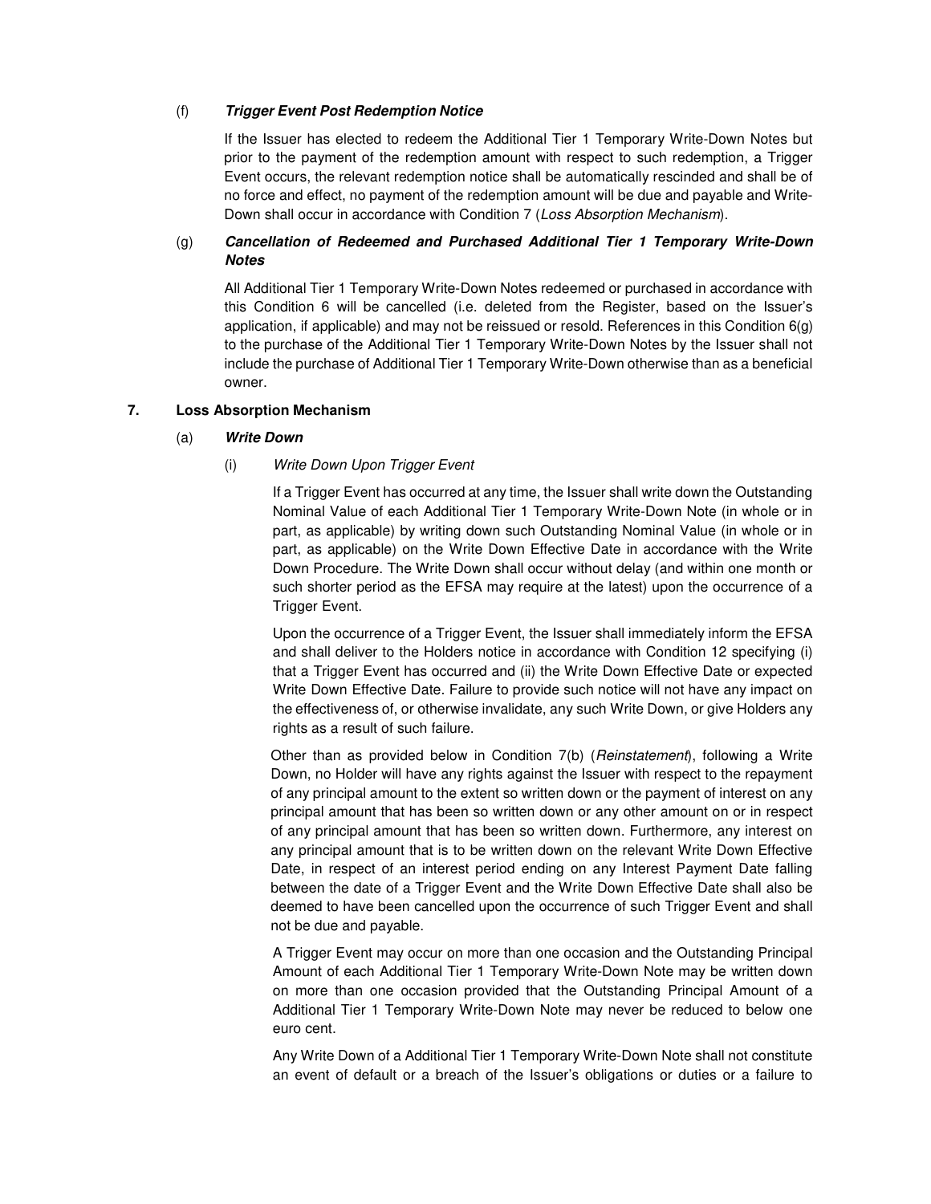(f) ***Trigger Event Post Redemption Notice***

If the Issuer has elected to redeem the Additional Tier 1 Temporary Write-Down Notes but prior to the payment of the redemption amount with respect to such redemption, a Trigger Event occurs, the relevant redemption notice shall be automatically rescinded and shall be of no force and effect, no payment of the redemption amount will be due and payable and Write-Down shall occur in accordance with Condition 7 (*Loss Absorption Mechanism*).

(g) ***Cancellation of Redeemed and Purchased Additional Tier 1 Temporary Write-Down Notes***

All Additional Tier 1 Temporary Write-Down Notes redeemed or purchased in accordance with this Condition 6 will be cancelled (i.e. deleted from the Register, based on the Issuer's application, if applicable) and may not be reissued or resold. References in this Condition 6(g) to the purchase of the Additional Tier 1 Temporary Write-Down Notes by the Issuer shall not include the purchase of Additional Tier 1 Temporary Write-Down otherwise than as a beneficial owner.

**7. Loss Absorption Mechanism**

(a) ***Write Down***

(i) *Write Down Upon Trigger Event*

If a Trigger Event has occurred at any time, the Issuer shall write down the Outstanding Nominal Value of each Additional Tier 1 Temporary Write-Down Note (in whole or in part, as applicable) by writing down such Outstanding Nominal Value (in whole or in part, as applicable) on the Write Down Effective Date in accordance with the Write Down Procedure. The Write Down shall occur without delay (and within one month or such shorter period as the EFSA may require at the latest) upon the occurrence of a Trigger Event.

Upon the occurrence of a Trigger Event, the Issuer shall immediately inform the EFSA and shall deliver to the Holders notice in accordance with Condition 12 specifying (i) that a Trigger Event has occurred and (ii) the Write Down Effective Date or expected Write Down Effective Date. Failure to provide such notice will not have any impact on the effectiveness of, or otherwise invalidate, any such Write Down, or give Holders any rights as a result of such failure.

Other than as provided below in Condition 7(b) (*Reinstatement*), following a Write Down, no Holder will have any rights against the Issuer with respect to the repayment of any principal amount to the extent so written down or the payment of interest on any principal amount that has been so written down or any other amount on or in respect of any principal amount that has been so written down. Furthermore, any interest on any principal amount that is to be written down on the relevant Write Down Effective Date, in respect of an interest period ending on any Interest Payment Date falling between the date of a Trigger Event and the Write Down Effective Date shall also be deemed to have been cancelled upon the occurrence of such Trigger Event and shall not be due and payable.

A Trigger Event may occur on more than one occasion and the Outstanding Principal Amount of each Additional Tier 1 Temporary Write-Down Note may be written down on more than one occasion provided that the Outstanding Principal Amount of a Additional Tier 1 Temporary Write-Down Note may never be reduced to below one euro cent.

Any Write Down of a Additional Tier 1 Temporary Write-Down Note shall not constitute an event of default or a breach of the Issuer's obligations or duties or a failure to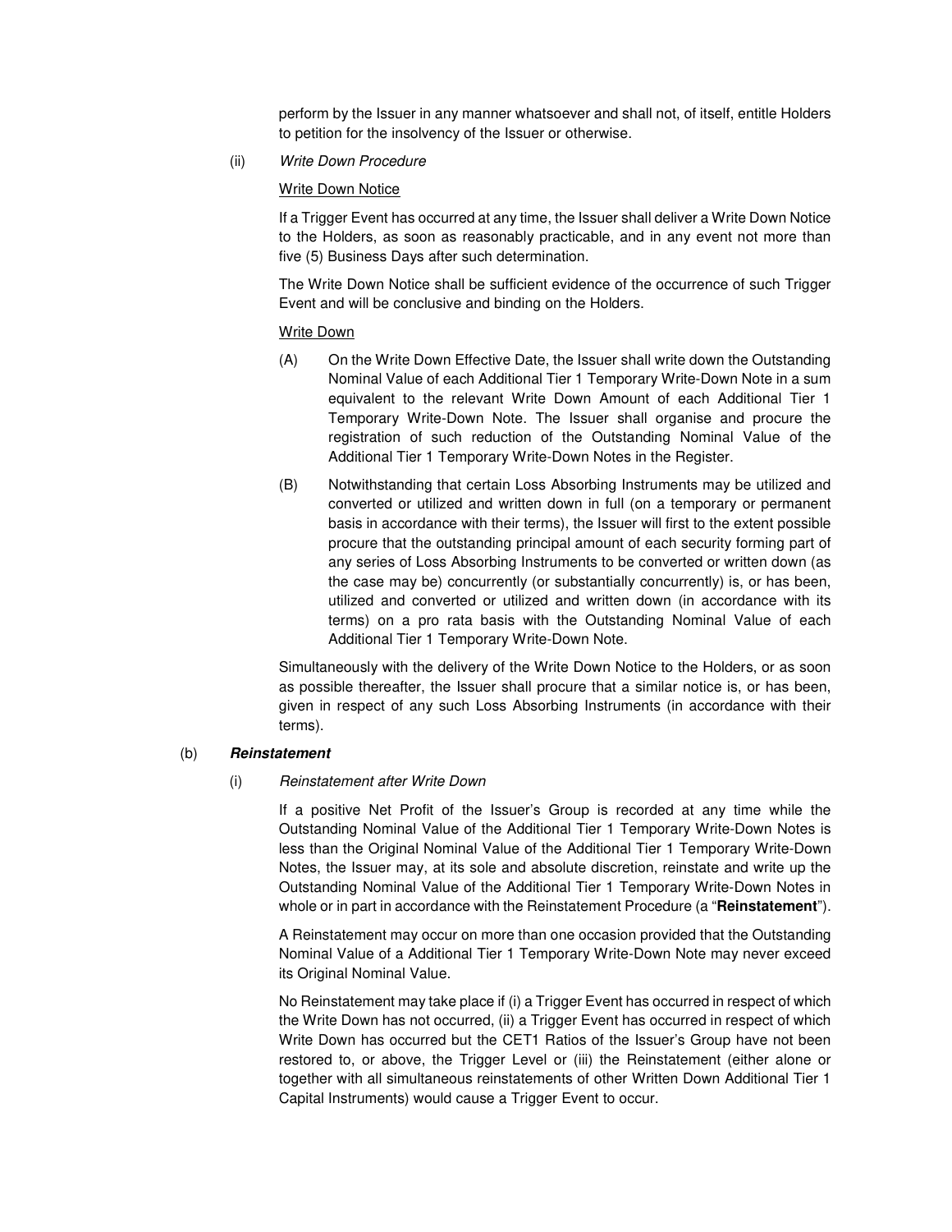perform by the Issuer in any manner whatsoever and shall not, of itself, entitle Holders to petition for the insolvency of the Issuer or otherwise.

(ii) *Write Down Procedure*

Write Down Notice

If a Trigger Event has occurred at any time, the Issuer shall deliver a Write Down Notice to the Holders, as soon as reasonably practicable, and in any event not more than five (5) Business Days after such determination.

The Write Down Notice shall be sufficient evidence of the occurrence of such Trigger Event and will be conclusive and binding on the Holders.

Write Down

(A) On the Write Down Effective Date, the Issuer shall write down the Outstanding Nominal Value of each Additional Tier 1 Temporary Write-Down Note in a sum equivalent to the relevant Write Down Amount of each Additional Tier 1 Temporary Write-Down Note. The Issuer shall organise and procure the registration of such reduction of the Outstanding Nominal Value of the Additional Tier 1 Temporary Write-Down Notes in the Register.

(B) Notwithstanding that certain Loss Absorbing Instruments may be utilized and converted or utilized and written down in full (on a temporary or permanent basis in accordance with their terms), the Issuer will first to the extent possible procure that the outstanding principal amount of each security forming part of any series of Loss Absorbing Instruments to be converted or written down (as the case may be) concurrently (or substantially concurrently) is, or has been, utilized and converted or utilized and written down (in accordance with its terms) on a pro rata basis with the Outstanding Nominal Value of each Additional Tier 1 Temporary Write-Down Note.

Simultaneously with the delivery of the Write Down Notice to the Holders, or as soon as possible thereafter, the Issuer shall procure that a similar notice is, or has been, given in respect of any such Loss Absorbing Instruments (in accordance with their terms).

(b) ***Reinstatement***

(i) *Reinstatement after Write Down*

If a positive Net Profit of the Issuer's Group is recorded at any time while the Outstanding Nominal Value of the Additional Tier 1 Temporary Write-Down Notes is less than the Original Nominal Value of the Additional Tier 1 Temporary Write-Down Notes, the Issuer may, at its sole and absolute discretion, reinstate and write up the Outstanding Nominal Value of the Additional Tier 1 Temporary Write-Down Notes in whole or in part in accordance with the Reinstatement Procedure (a "**Reinstatement**").

A Reinstatement may occur on more than one occasion provided that the Outstanding Nominal Value of a Additional Tier 1 Temporary Write-Down Note may never exceed its Original Nominal Value.

No Reinstatement may take place if (i) a Trigger Event has occurred in respect of which the Write Down has not occurred, (ii) a Trigger Event has occurred in respect of which Write Down has occurred but the CET1 Ratios of the Issuer's Group have not been restored to, or above, the Trigger Level or (iii) the Reinstatement (either alone or together with all simultaneous reinstatements of other Written Down Additional Tier 1 Capital Instruments) would cause a Trigger Event to occur.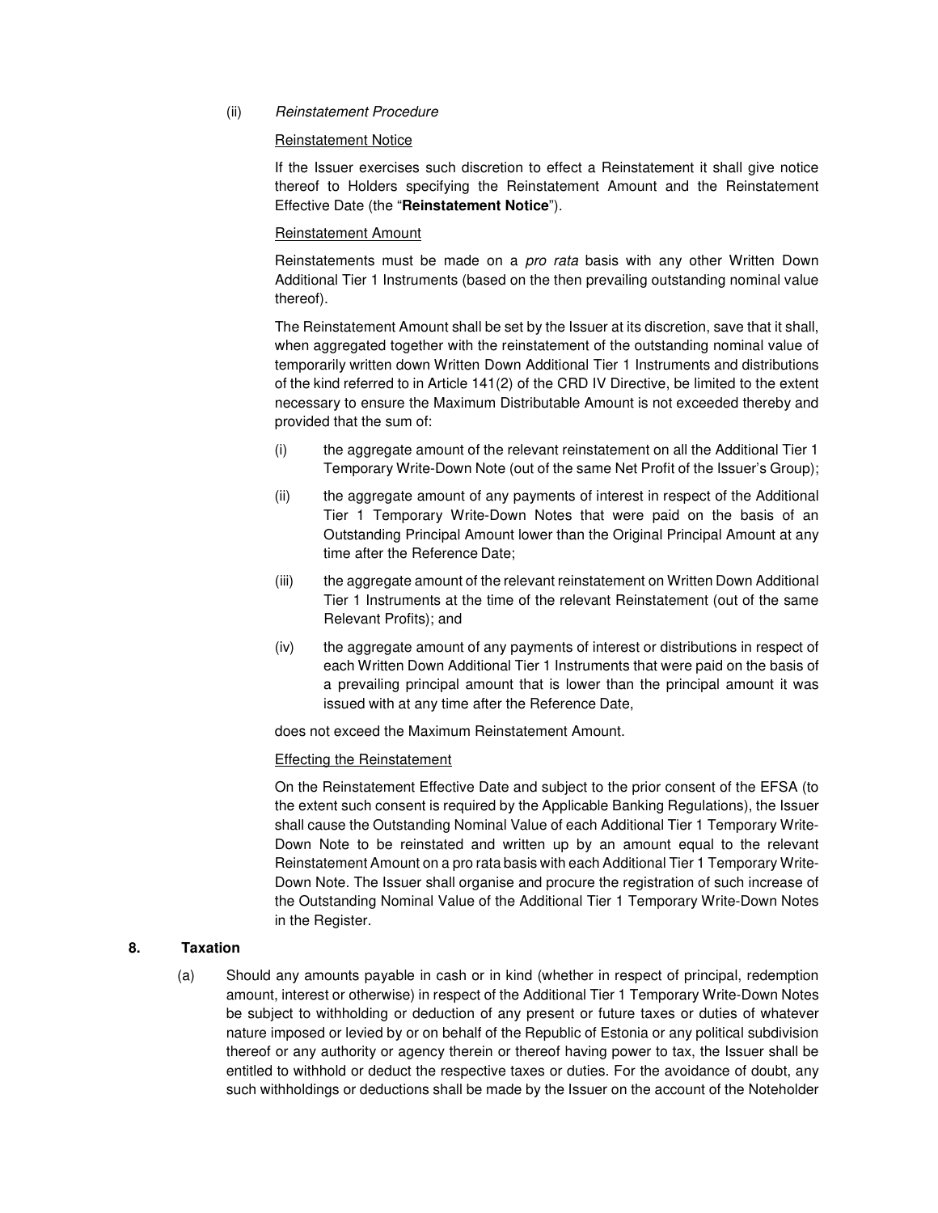(ii) *Reinstatement Procedure*

Reinstatement Notice

If the Issuer exercises such discretion to effect a Reinstatement it shall give notice thereof to Holders specifying the Reinstatement Amount and the Reinstatement Effective Date (the "**Reinstatement Notice**").

Reinstatement Amount

Reinstatements must be made on a *pro rata* basis with any other Written Down Additional Tier 1 Instruments (based on the then prevailing outstanding nominal value thereof).

The Reinstatement Amount shall be set by the Issuer at its discretion, save that it shall, when aggregated together with the reinstatement of the outstanding nominal value of temporarily written down Written Down Additional Tier 1 Instruments and distributions of the kind referred to in Article 141(2) of the CRD IV Directive, be limited to the extent necessary to ensure the Maximum Distributable Amount is not exceeded thereby and provided that the sum of:

(i) the aggregate amount of the relevant reinstatement on all the Additional Tier 1 Temporary Write-Down Note (out of the same Net Profit of the Issuer's Group);

(ii) the aggregate amount of any payments of interest in respect of the Additional Tier 1 Temporary Write-Down Notes that were paid on the basis of an Outstanding Principal Amount lower than the Original Principal Amount at any time after the Reference Date;

(iii) the aggregate amount of the relevant reinstatement on Written Down Additional Tier 1 Instruments at the time of the relevant Reinstatement (out of the same Relevant Profits); and

(iv) the aggregate amount of any payments of interest or distributions in respect of each Written Down Additional Tier 1 Instruments that were paid on the basis of a prevailing principal amount that is lower than the principal amount it was issued with at any time after the Reference Date,

does not exceed the Maximum Reinstatement Amount.

Effecting the Reinstatement

On the Reinstatement Effective Date and subject to the prior consent of the EFSA (to the extent such consent is required by the Applicable Banking Regulations), the Issuer shall cause the Outstanding Nominal Value of each Additional Tier 1 Temporary Write-Down Note to be reinstated and written up by an amount equal to the relevant Reinstatement Amount on a pro rata basis with each Additional Tier 1 Temporary Write-Down Note. The Issuer shall organise and procure the registration of such increase of the Outstanding Nominal Value of the Additional Tier 1 Temporary Write-Down Notes in the Register.

## 8. Taxation

(a) Should any amounts payable in cash or in kind (whether in respect of principal, redemption amount, interest or otherwise) in respect of the Additional Tier 1 Temporary Write-Down Notes be subject to withholding or deduction of any present or future taxes or duties of whatever nature imposed or levied by or on behalf of the Republic of Estonia or any political subdivision thereof or any authority or agency therein or thereof having power to tax, the Issuer shall be entitled to withhold or deduct the respective taxes or duties. For the avoidance of doubt, any such withholdings or deductions shall be made by the Issuer on the account of the Noteholder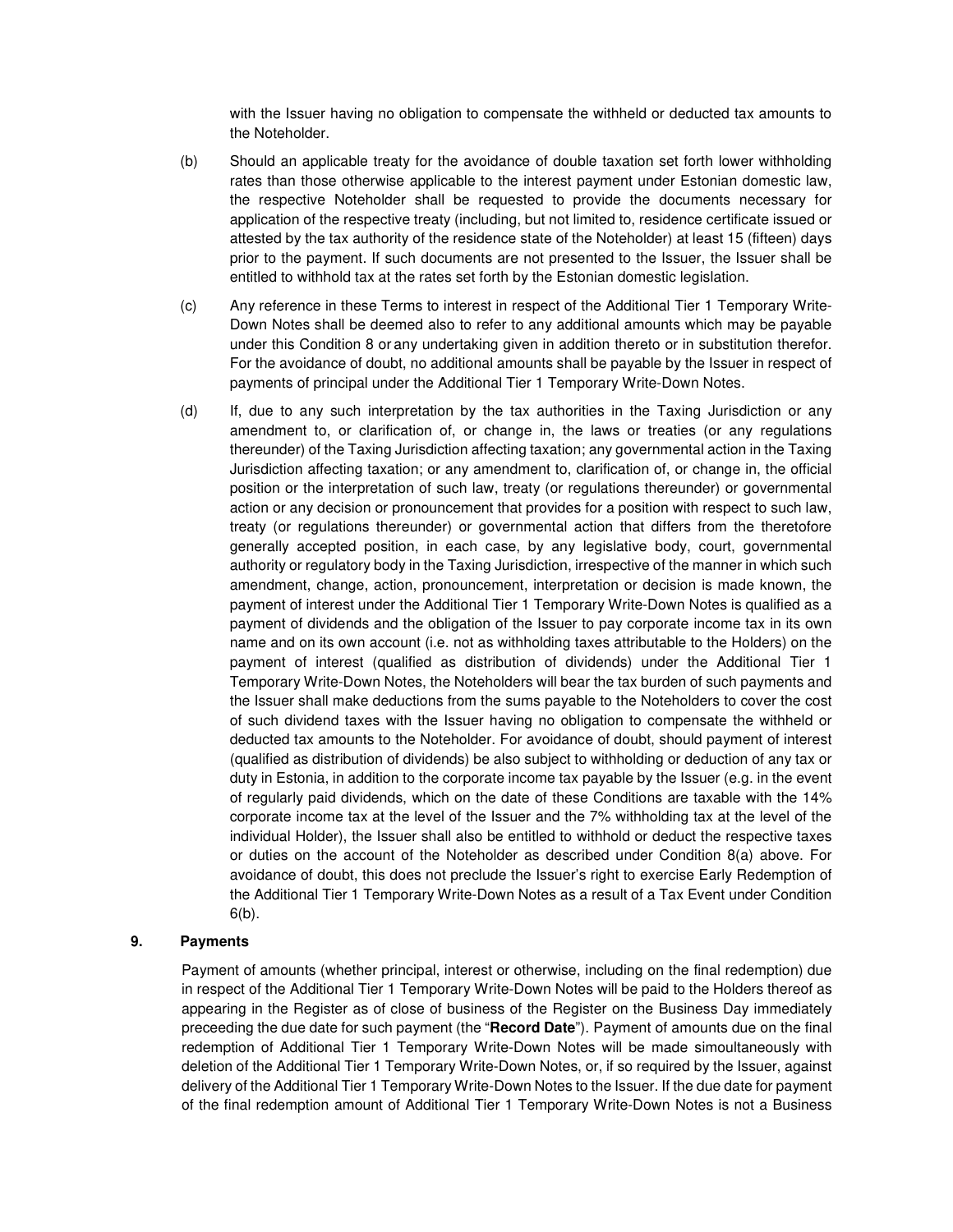with the Issuer having no obligation to compensate the withheld or deducted tax amounts to the Noteholder.

(b) Should an applicable treaty for the avoidance of double taxation set forth lower withholding rates than those otherwise applicable to the interest payment under Estonian domestic law, the respective Noteholder shall be requested to provide the documents necessary for application of the respective treaty (including, but not limited to, residence certificate issued or attested by the tax authority of the residence state of the Noteholder) at least 15 (fifteen) days prior to the payment. If such documents are not presented to the Issuer, the Issuer shall be entitled to withhold tax at the rates set forth by the Estonian domestic legislation.

(c) Any reference in these Terms to interest in respect of the Additional Tier 1 Temporary Write-Down Notes shall be deemed also to refer to any additional amounts which may be payable under this Condition 8 or any undertaking given in addition thereto or in substitution therefor. For the avoidance of doubt, no additional amounts shall be payable by the Issuer in respect of payments of principal under the Additional Tier 1 Temporary Write-Down Notes.

(d) If, due to any such interpretation by the tax authorities in the Taxing Jurisdiction or any amendment to, or clarification of, or change in, the laws or treaties (or any regulations thereunder) of the Taxing Jurisdiction affecting taxation; any governmental action in the Taxing Jurisdiction affecting taxation; or any amendment to, clarification of, or change in, the official position or the interpretation of such law, treaty (or regulations thereunder) or governmental action or any decision or pronouncement that provides for a position with respect to such law, treaty (or regulations thereunder) or governmental action that differs from the theretofore generally accepted position, in each case, by any legislative body, court, governmental authority or regulatory body in the Taxing Jurisdiction, irrespective of the manner in which such amendment, change, action, pronouncement, interpretation or decision is made known, the payment of interest under the Additional Tier 1 Temporary Write-Down Notes is qualified as a payment of dividends and the obligation of the Issuer to pay corporate income tax in its own name and on its own account (i.e. not as withholding taxes attributable to the Holders) on the payment of interest (qualified as distribution of dividends) under the Additional Tier 1 Temporary Write-Down Notes, the Noteholders will bear the tax burden of such payments and the Issuer shall make deductions from the sums payable to the Noteholders to cover the cost of such dividend taxes with the Issuer having no obligation to compensate the withheld or deducted tax amounts to the Noteholder. For avoidance of doubt, should payment of interest (qualified as distribution of dividends) be also subject to withholding or deduction of any tax or duty in Estonia, in addition to the corporate income tax payable by the Issuer (e.g. in the event of regularly paid dividends, which on the date of these Conditions are taxable with the 14% corporate income tax at the level of the Issuer and the 7% withholding tax at the level of the individual Holder), the Issuer shall also be entitled to withhold or deduct the respective taxes or duties on the account of the Noteholder as described under Condition 8(a) above. For avoidance of doubt, this does not preclude the Issuer's right to exercise Early Redemption of the Additional Tier 1 Temporary Write-Down Notes as a result of a Tax Event under Condition 6(b).

## 9. Payments

Payment of amounts (whether principal, interest or otherwise, including on the final redemption) due in respect of the Additional Tier 1 Temporary Write-Down Notes will be paid to the Holders thereof as appearing in the Register as of close of business of the Register on the Business Day immediately preceeding the due date for such payment (the "**Record Date**"). Payment of amounts due on the final redemption of Additional Tier 1 Temporary Write-Down Notes will be made simoultaneously with deletion of the Additional Tier 1 Temporary Write-Down Notes, or, if so required by the Issuer, against delivery of the Additional Tier 1 Temporary Write-Down Notes to the Issuer. If the due date for payment of the final redemption amount of Additional Tier 1 Temporary Write-Down Notes is not a Business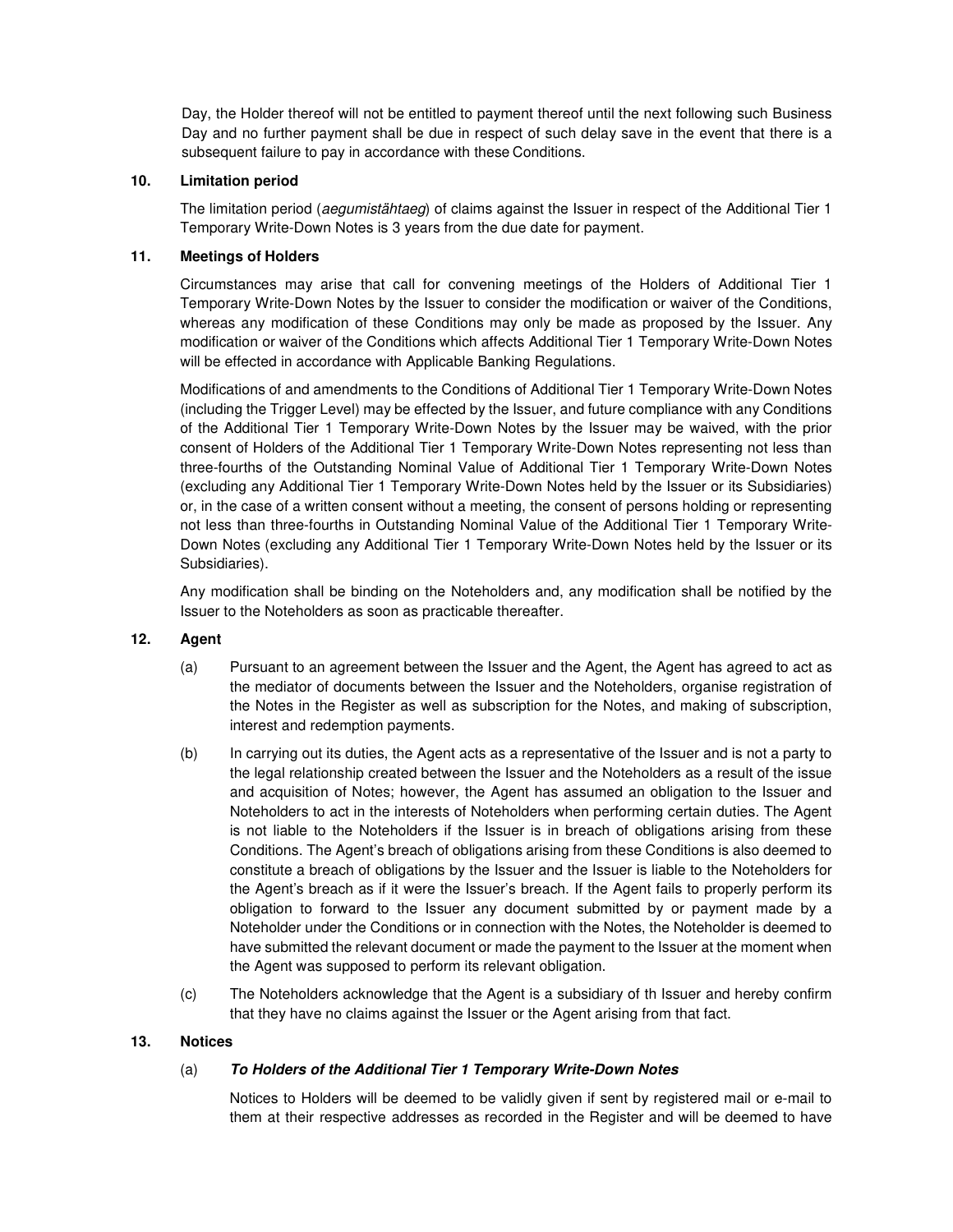Day, the Holder thereof will not be entitled to payment thereof until the next following such Business Day and no further payment shall be due in respect of such delay save in the event that there is a subsequent failure to pay in accordance with these Conditions.

## 10. Limitation period

The limitation period (*aegumistähtaeg*) of claims against the Issuer in respect of the Additional Tier 1 Temporary Write-Down Notes is 3 years from the due date for payment.

## 11. Meetings of Holders

Circumstances may arise that call for convening meetings of the Holders of Additional Tier 1 Temporary Write-Down Notes by the Issuer to consider the modification or waiver of the Conditions, whereas any modification of these Conditions may only be made as proposed by the Issuer. Any modification or waiver of the Conditions which affects Additional Tier 1 Temporary Write-Down Notes will be effected in accordance with Applicable Banking Regulations.

Modifications of and amendments to the Conditions of Additional Tier 1 Temporary Write-Down Notes (including the Trigger Level) may be effected by the Issuer, and future compliance with any Conditions of the Additional Tier 1 Temporary Write-Down Notes by the Issuer may be waived, with the prior consent of Holders of the Additional Tier 1 Temporary Write-Down Notes representing not less than three-fourths of the Outstanding Nominal Value of Additional Tier 1 Temporary Write-Down Notes (excluding any Additional Tier 1 Temporary Write-Down Notes held by the Issuer or its Subsidiaries) or, in the case of a written consent without a meeting, the consent of persons holding or representing not less than three-fourths in Outstanding Nominal Value of the Additional Tier 1 Temporary Write-Down Notes (excluding any Additional Tier 1 Temporary Write-Down Notes held by the Issuer or its Subsidiaries).

Any modification shall be binding on the Noteholders and, any modification shall be notified by the Issuer to the Noteholders as soon as practicable thereafter.

## 12. Agent

(a) Pursuant to an agreement between the Issuer and the Agent, the Agent has agreed to act as the mediator of documents between the Issuer and the Noteholders, organise registration of the Notes in the Register as well as subscription for the Notes, and making of subscription, interest and redemption payments.

(b) In carrying out its duties, the Agent acts as a representative of the Issuer and is not a party to the legal relationship created between the Issuer and the Noteholders as a result of the issue and acquisition of Notes; however, the Agent has assumed an obligation to the Issuer and Noteholders to act in the interests of Noteholders when performing certain duties. The Agent is not liable to the Noteholders if the Issuer is in breach of obligations arising from these Conditions. The Agent's breach of obligations arising from these Conditions is also deemed to constitute a breach of obligations by the Issuer and the Issuer is liable to the Noteholders for the Agent's breach as if it were the Issuer's breach. If the Agent fails to properly perform its obligation to forward to the Issuer any document submitted by or payment made by a Noteholder under the Conditions or in connection with the Notes, the Noteholder is deemed to have submitted the relevant document or made the payment to the Issuer at the moment when the Agent was supposed to perform its relevant obligation.

(c) The Noteholders acknowledge that the Agent is a subsidiary of th Issuer and hereby confirm that they have no claims against the Issuer or the Agent arising from that fact.

## 13. Notices

(a) ***To Holders of the Additional Tier 1 Temporary Write-Down Notes***

Notices to Holders will be deemed to be validly given if sent by registered mail or e-mail to them at their respective addresses as recorded in the Register and will be deemed to have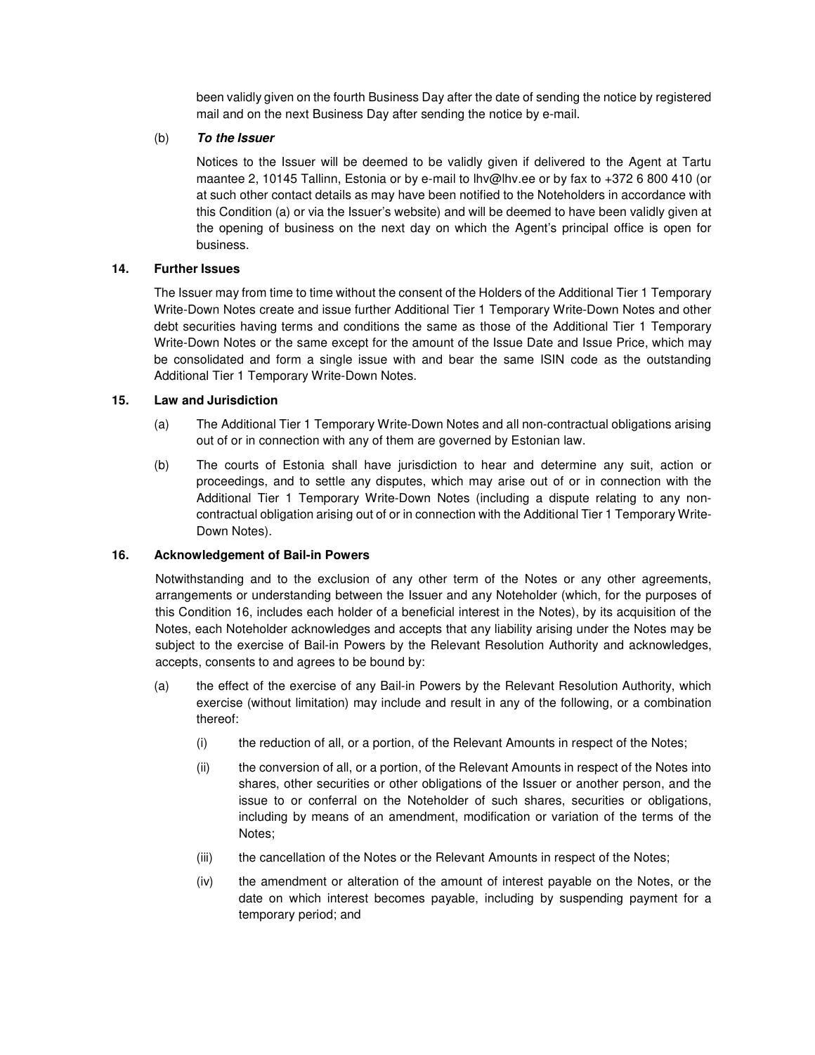been validly given on the fourth Business Day after the date of sending the notice by registered mail and on the next Business Day after sending the notice by e-mail.

(b) ***To the Issuer***

Notices to the Issuer will be deemed to be validly given if delivered to the Agent at Tartu maantee 2, 10145 Tallinn, Estonia or by e-mail to lhv@lhv.ee or by fax to +372 6 800 410 (or at such other contact details as may have been notified to the Noteholders in accordance with this Condition (a) or via the Issuer's website) and will be deemed to have been validly given at the opening of business on the next day on which the Agent's principal office is open for business.

**14. Further Issues**

The Issuer may from time to time without the consent of the Holders of the Additional Tier 1 Temporary Write-Down Notes create and issue further Additional Tier 1 Temporary Write-Down Notes and other debt securities having terms and conditions the same as those of the Additional Tier 1 Temporary Write-Down Notes or the same except for the amount of the Issue Date and Issue Price, which may be consolidated and form a single issue with and bear the same ISIN code as the outstanding Additional Tier 1 Temporary Write-Down Notes.

**15. Law and Jurisdiction**

(a) The Additional Tier 1 Temporary Write-Down Notes and all non-contractual obligations arising out of or in connection with any of them are governed by Estonian law.

(b) The courts of Estonia shall have jurisdiction to hear and determine any suit, action or proceedings, and to settle any disputes, which may arise out of or in connection with the Additional Tier 1 Temporary Write-Down Notes (including a dispute relating to any non-contractual obligation arising out of or in connection with the Additional Tier 1 Temporary Write-Down Notes).

**16. Acknowledgement of Bail-in Powers**

Notwithstanding and to the exclusion of any other term of the Notes or any other agreements, arrangements or understanding between the Issuer and any Noteholder (which, for the purposes of this Condition 16, includes each holder of a beneficial interest in the Notes), by its acquisition of the Notes, each Noteholder acknowledges and accepts that any liability arising under the Notes may be subject to the exercise of Bail-in Powers by the Relevant Resolution Authority and acknowledges, accepts, consents to and agrees to be bound by:

(a) the effect of the exercise of any Bail-in Powers by the Relevant Resolution Authority, which exercise (without limitation) may include and result in any of the following, or a combination thereof:

(i) the reduction of all, or a portion, of the Relevant Amounts in respect of the Notes;

(ii) the conversion of all, or a portion, of the Relevant Amounts in respect of the Notes into shares, other securities or other obligations of the Issuer or another person, and the issue to or conferral on the Noteholder of such shares, securities or obligations, including by means of an amendment, modification or variation of the terms of the Notes;

(iii) the cancellation of the Notes or the Relevant Amounts in respect of the Notes;

(iv) the amendment or alteration of the amount of interest payable on the Notes, or the date on which interest becomes payable, including by suspending payment for a temporary period; and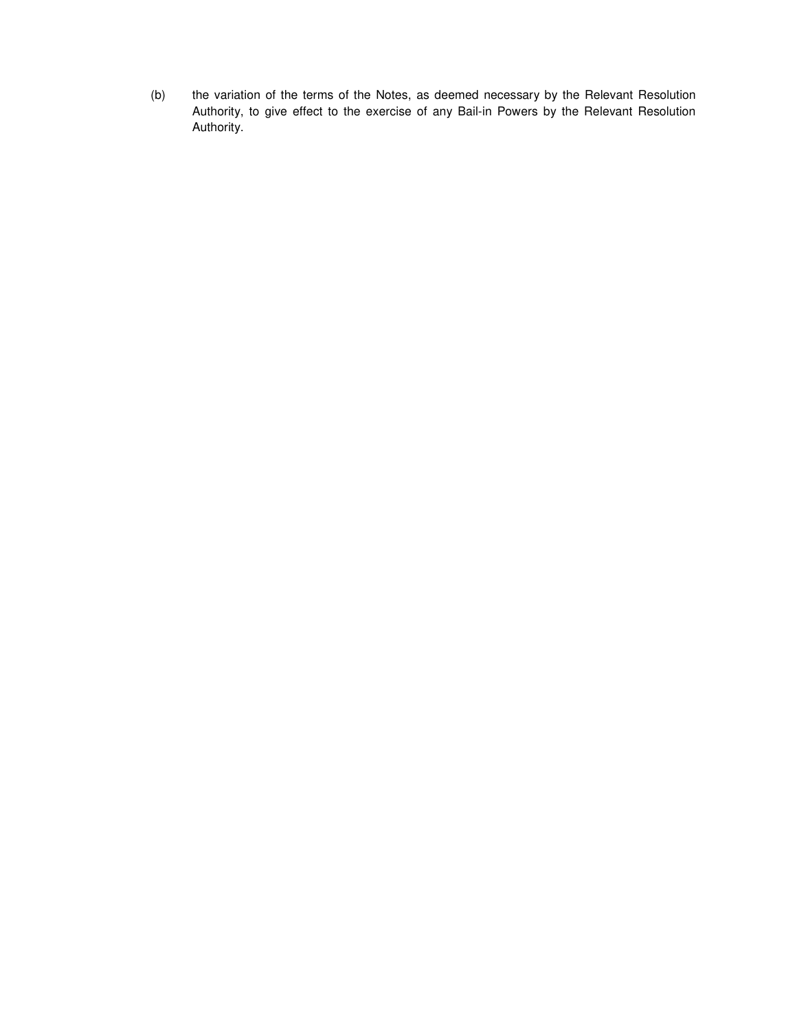(b) the variation of the terms of the Notes, as deemed necessary by the Relevant Resolution Authority, to give effect to the exercise of any Bail-in Powers by the Relevant Resolution Authority.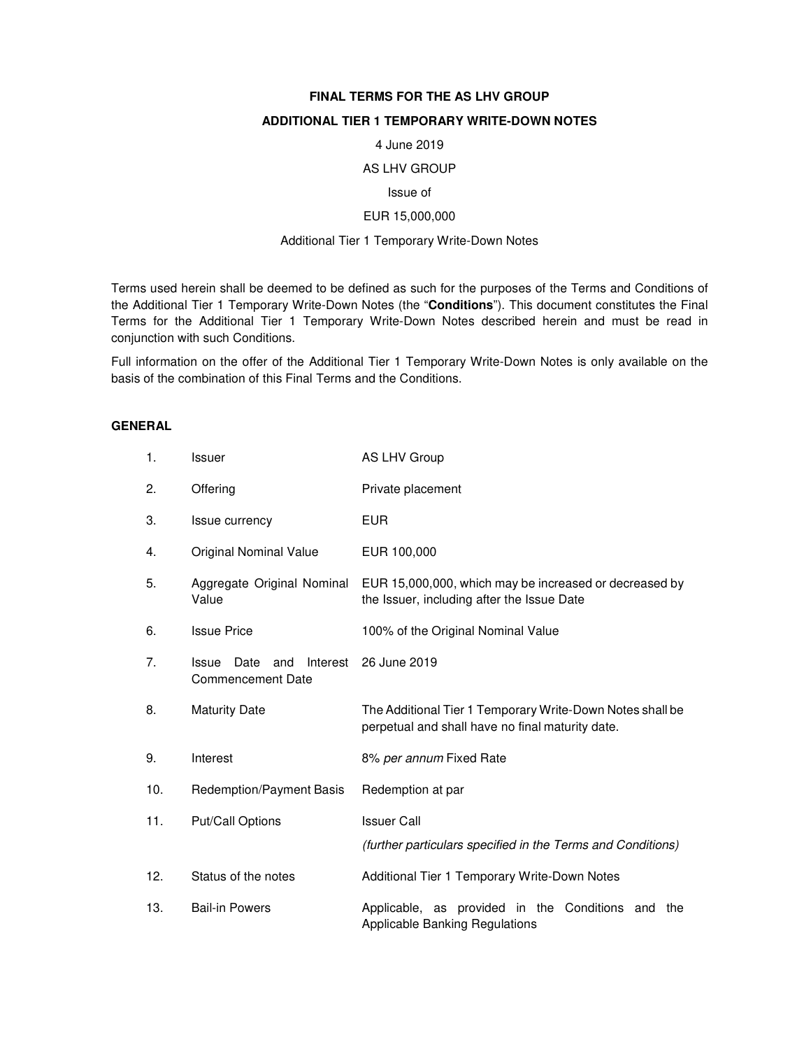**FINAL TERMS FOR THE AS LHV GROUP**

**ADDITIONAL TIER 1 TEMPORARY WRITE-DOWN NOTES**

4 June 2019

AS LHV GROUP

Issue of

EUR 15,000,000

Additional Tier 1 Temporary Write-Down Notes

Terms used herein shall be deemed to be defined as such for the purposes of the Terms and Conditions of the Additional Tier 1 Temporary Write-Down Notes (the "**Conditions**"). This document constitutes the Final Terms for the Additional Tier 1 Temporary Write-Down Notes described herein and must be read in conjunction with such Conditions.

Full information on the offer of the Additional Tier 1 Temporary Write-Down Notes is only available on the basis of the combination of this Final Terms and the Conditions.

**GENERAL**

| | | |
|---|---|---|
| 1. | Issuer | AS LHV Group |
| 2. | Offering | Private placement |
| 3. | Issue currency | EUR |
| 4. | Original Nominal Value | EUR 100,000 |
| 5. | Aggregate Original Nominal Value | EUR 15,000,000, which may be increased or decreased by the Issuer, including after the Issue Date |
| 6. | Issue Price | 100% of the Original Nominal Value |
| 7. | Issue Date and Interest Commencement Date | 26 June 2019 |
| 8. | Maturity Date | The Additional Tier 1 Temporary Write-Down Notes shall be perpetual and shall have no final maturity date. |
| 9. | Interest | 8% *per annum* Fixed Rate |
| 10. | Redemption/Payment Basis | Redemption at par |
| 11. | Put/Call Options | Issuer Call<br>*(further particulars specified in the Terms and Conditions)* |
| 12. | Status of the notes | Additional Tier 1 Temporary Write-Down Notes |
| 13. | Bail-in Powers | Applicable, as provided in the Conditions and the Applicable Banking Regulations |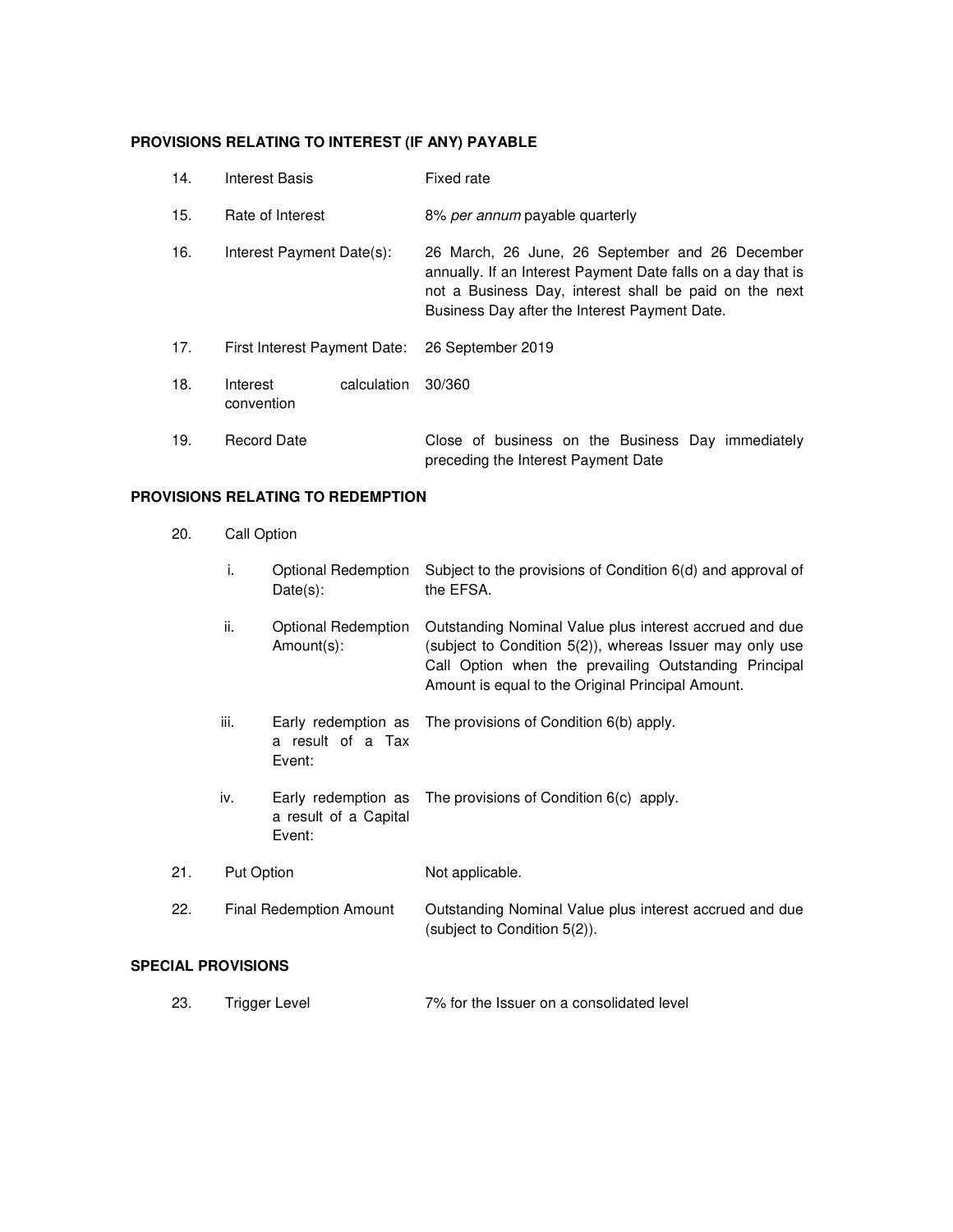**PROVISIONS RELATING TO INTEREST (IF ANY) PAYABLE**

| | | |
|---|---|---|
| 14. | Interest Basis | Fixed rate |
| 15. | Rate of Interest | 8% *per annum* payable quarterly |
| 16. | Interest Payment Date(s): | 26 March, 26 June, 26 September and 26 December annually. If an Interest Payment Date falls on a day that is not a Business Day, interest shall be paid on the next Business Day after the Interest Payment Date. |
| 17. | First Interest Payment Date: | 26 September 2019 |
| 18. | Interest calculation convention | 30/360 |
| 19. | Record Date | Close of business on the Business Day immediately preceding the Interest Payment Date |

**PROVISIONS RELATING TO REDEMPTION**

| | | | |
|---|---|---|---|
| 20. | Call Option | | |
| | i. | Optional Redemption Date(s): | Subject to the provisions of Condition 6(d) and approval of the EFSA. |
| | ii. | Optional Redemption Amount(s): | Outstanding Nominal Value plus interest accrued and due (subject to Condition 5(2)), whereas Issuer may only use Call Option when the prevailing Outstanding Principal Amount is equal to the Original Principal Amount. |
| | iii. | Early redemption as a result of a Tax Event: | The provisions of Condition 6(b) apply. |
| | iv. | Early redemption as a result of a Capital Event: | The provisions of Condition 6(c) apply. |
| 21. | Put Option | | Not applicable. |
| 22. | Final Redemption Amount | | Outstanding Nominal Value plus interest accrued and due (subject to Condition 5(2)). |

**SPECIAL PROVISIONS**

| | | |
|---|---|---|
| 23. | Trigger Level | 7% for the Issuer on a consolidated level |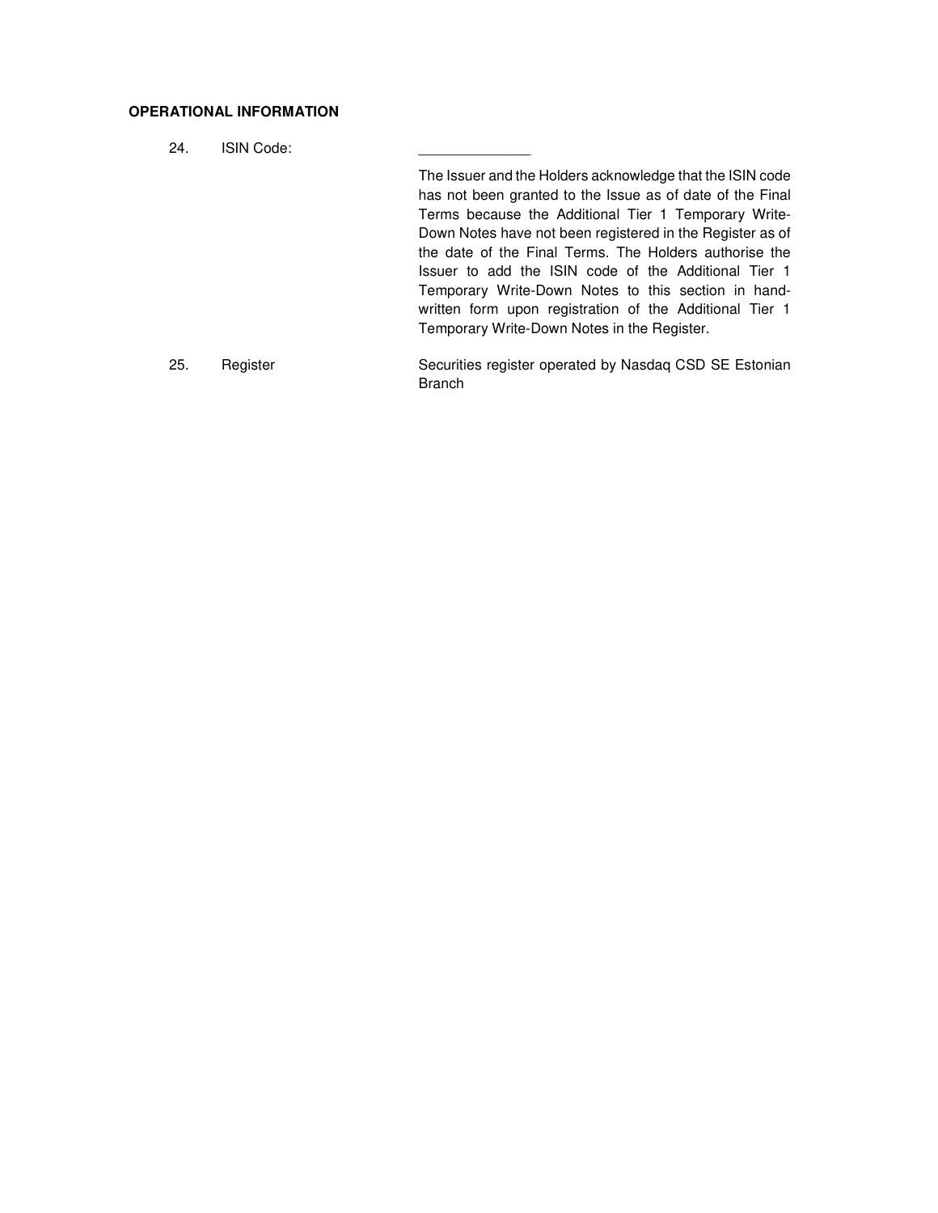**OPERATIONAL INFORMATION**

| | | |
|---|---|---|
| 24. | ISIN Code: | ______________<br><br>The Issuer and the Holders acknowledge that the ISIN code has not been granted to the Issue as of date of the Final Terms because the Additional Tier 1 Temporary Write-Down Notes have not been registered in the Register as of the date of the Final Terms. The Holders authorise the Issuer to add the ISIN code of the Additional Tier 1 Temporary Write-Down Notes to this section in hand-written form upon registration of the Additional Tier 1 Temporary Write-Down Notes in the Register. |
| 25. | Register | Securities register operated by Nasdaq CSD SE Estonian Branch |